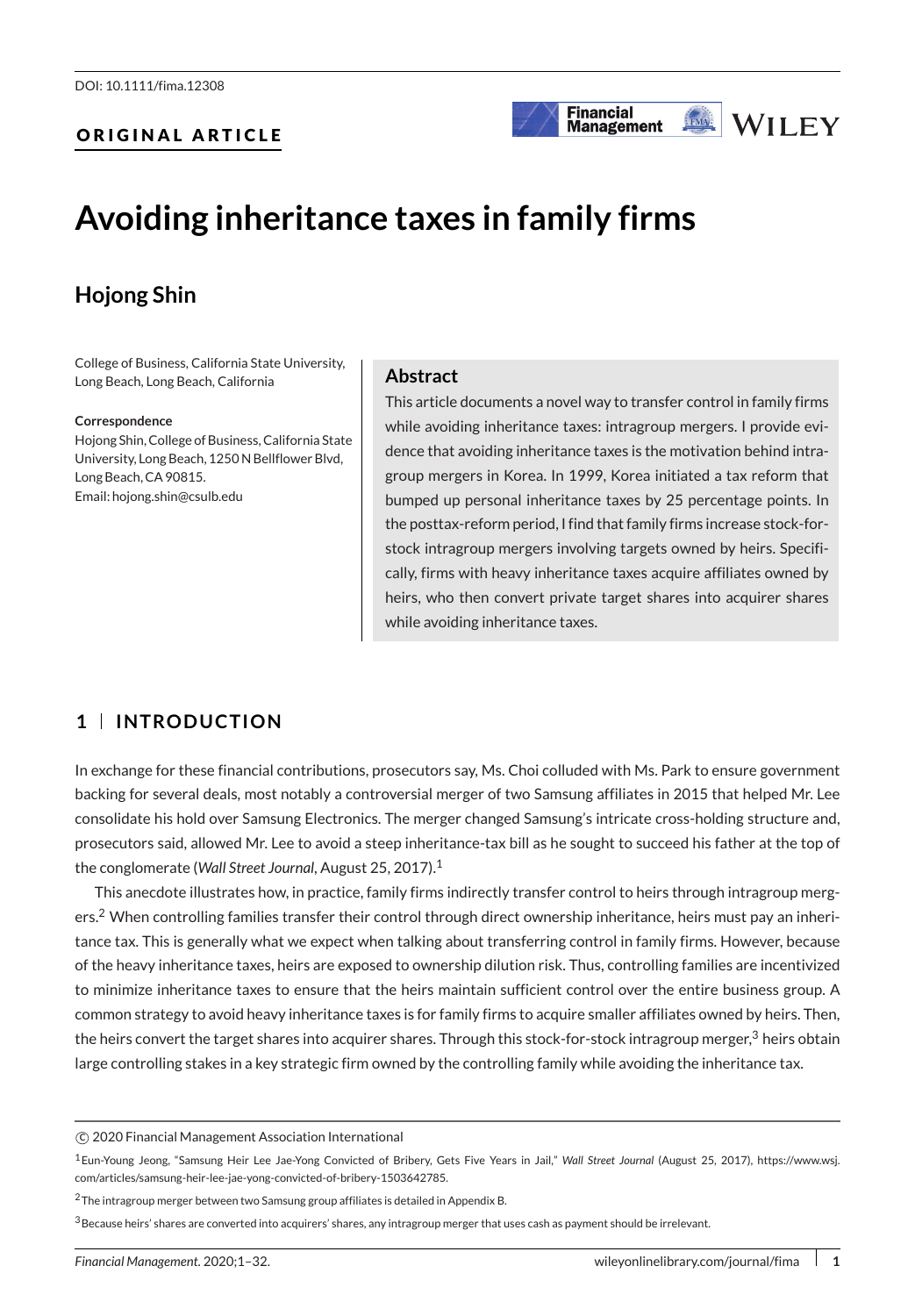DOI: 10.1111/fima.12308

**ORIGINAL ARTICLE**

# Avoiding inheritance taxes in family firms

**Hojong Shin**

College of Business, California State University, Long Beach, Long Beach, California

**Correspondence**
Hojong Shin, College of Business, California State University, Long Beach, 1250 N Bellflower Blvd, Long Beach, CA 90815.
Email: hojong.shin@csulb.edu

## Abstract

This article documents a novel way to transfer control in family firms while avoiding inheritance taxes: intragroup mergers. I provide evidence that avoiding inheritance taxes is the motivation behind intragroup mergers in Korea. In 1999, Korea initiated a tax reform that bumped up personal inheritance taxes by 25 percentage points. In the posttax-reform period, I find that family firms increase stock-for-stock intragroup mergers involving targets owned by heirs. Specifically, firms with heavy inheritance taxes acquire affiliates owned by heirs, who then convert private target shares into acquirer shares while avoiding inheritance taxes.

## 1 | INTRODUCTION

In exchange for these financial contributions, prosecutors say, Ms. Choi colluded with Ms. Park to ensure government backing for several deals, most notably a controversial merger of two Samsung affiliates in 2015 that helped Mr. Lee consolidate his hold over Samsung Electronics. The merger changed Samsung's intricate cross-holding structure and, prosecutors said, allowed Mr. Lee to avoid a steep inheritance-tax bill as he sought to succeed his father at the top of the conglomerate (*Wall Street Journal*, August 25, 2017).[1]

This anecdote illustrates how, in practice, family firms indirectly transfer control to heirs through intragroup mergers.[2] When controlling families transfer their control through direct ownership inheritance, heirs must pay an inheritance tax. This is generally what we expect when talking about transferring control in family firms. However, because of the heavy inheritance taxes, heirs are exposed to ownership dilution risk. Thus, controlling families are incentivized to minimize inheritance taxes to ensure that the heirs maintain sufficient control over the entire business group. A common strategy to avoid heavy inheritance taxes is for family firms to acquire smaller affiliates owned by heirs. Then, the heirs convert the target shares into acquirer shares. Through this stock-for-stock intragroup merger,[3] heirs obtain large controlling stakes in a key strategic firm owned by the controlling family while avoiding the inheritance tax.

---

© 2020 Financial Management Association International

[1] Eun-Young Jeong, "Samsung Heir Lee Jae-Yong Convicted of Bribery, Gets Five Years in Jail," *Wall Street Journal* (August 25, 2017), https://www.wsj.com/articles/samsung-heir-lee-jae-yong-convicted-of-bribery-1503642785.

[2] The intragroup merger between two Samsung group affiliates is detailed in Appendix B.

[3] Because heirs' shares are converted into acquirers' shares, any intragroup merger that uses cash as payment should be irrelevant.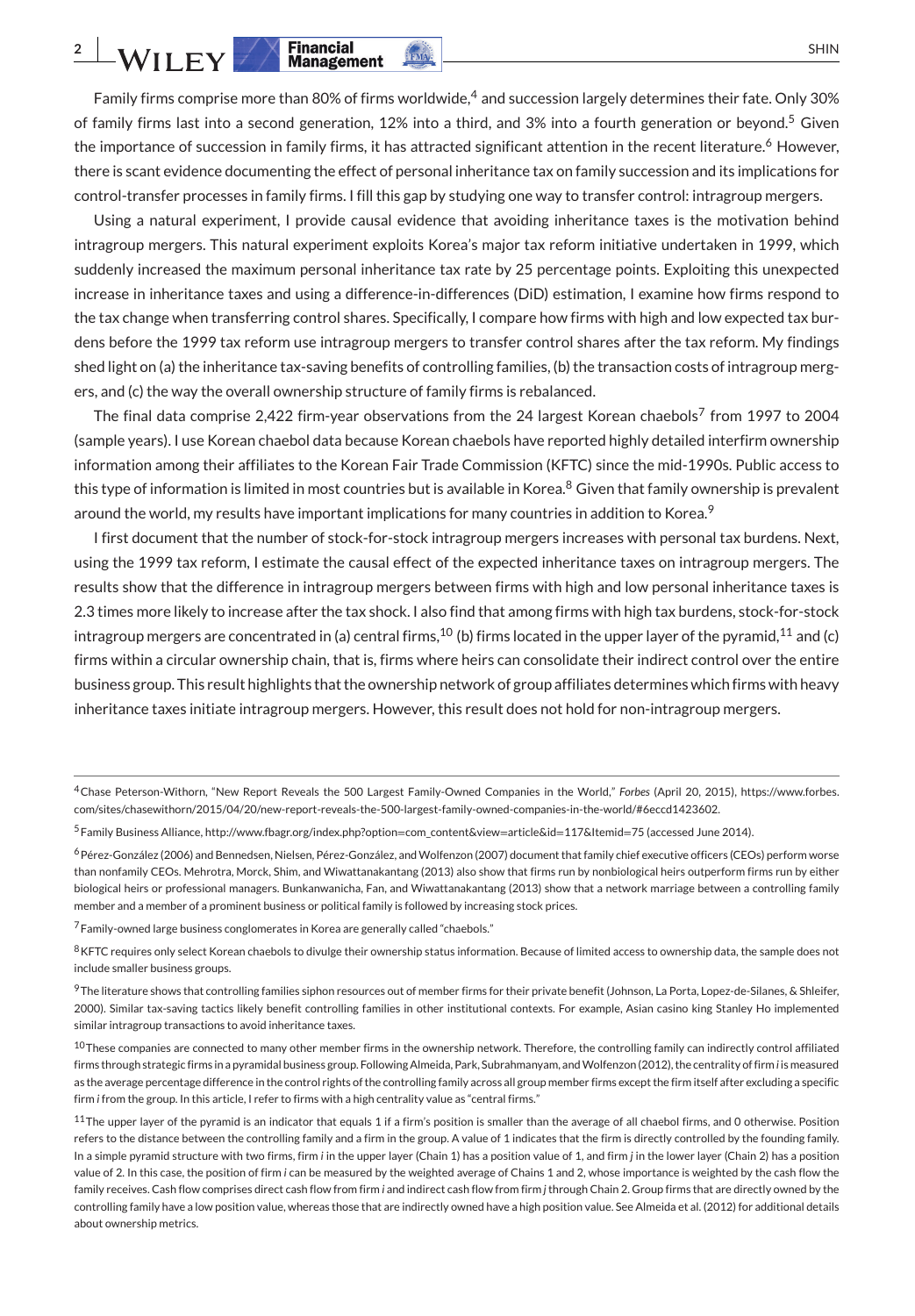Family firms comprise more than 80% of firms worldwide,[4] and succession largely determines their fate. Only 30% of family firms last into a second generation, 12% into a third, and 3% into a fourth generation or beyond.[5] Given the importance of succession in family firms, it has attracted significant attention in the recent literature.[6] However, there is scant evidence documenting the effect of personal inheritance tax on family succession and its implications for control-transfer processes in family firms. I fill this gap by studying one way to transfer control: intragroup mergers.

Using a natural experiment, I provide causal evidence that avoiding inheritance taxes is the motivation behind intragroup mergers. This natural experiment exploits Korea's major tax reform initiative undertaken in 1999, which suddenly increased the maximum personal inheritance tax rate by 25 percentage points. Exploiting this unexpected increase in inheritance taxes and using a difference-in-differences (DiD) estimation, I examine how firms respond to the tax change when transferring control shares. Specifically, I compare how firms with high and low expected tax burdens before the 1999 tax reform use intragroup mergers to transfer control shares after the tax reform. My findings shed light on (a) the inheritance tax-saving benefits of controlling families, (b) the transaction costs of intragroup mergers, and (c) the way the overall ownership structure of family firms is rebalanced.

The final data comprise 2,422 firm-year observations from the 24 largest Korean chaebols[7] from 1997 to 2004 (sample years). I use Korean chaebol data because Korean chaebols have reported highly detailed interfirm ownership information among their affiliates to the Korean Fair Trade Commission (KFTC) since the mid-1990s. Public access to this type of information is limited in most countries but is available in Korea.[8] Given that family ownership is prevalent around the world, my results have important implications for many countries in addition to Korea.[9]

I first document that the number of stock-for-stock intragroup mergers increases with personal tax burdens. Next, using the 1999 tax reform, I estimate the causal effect of the expected inheritance taxes on intragroup mergers. The results show that the difference in intragroup mergers between firms with high and low personal inheritance taxes is 2.3 times more likely to increase after the tax shock. I also find that among firms with high tax burdens, stock-for-stock intragroup mergers are concentrated in (a) central firms,[10] (b) firms located in the upper layer of the pyramid,[11] and (c) firms within a circular ownership chain, that is, firms where heirs can consolidate their indirect control over the entire business group. This result highlights that the ownership network of group affiliates determines which firms with heavy inheritance taxes initiate intragroup mergers. However, this result does not hold for non-intragroup mergers.

---

[4] Chase Peterson-Withorn, "New Report Reveals the 500 Largest Family-Owned Companies in the World," *Forbes* (April 20, 2015), https://www.forbes.com/sites/chasewithorn/2015/04/20/new-report-reveals-the-500-largest-family-owned-companies-in-the-world/#6eccd1423602.

[5] Family Business Alliance, http://www.fbagr.org/index.php?option=com_content&view=article&id=117&Itemid=75 (accessed June 2014).

[6] Pérez-González (2006) and Bennedsen, Nielsen, Pérez-González, and Wolfenzon (2007) document that family chief executive officers (CEOs) perform worse than nonfamily CEOs. Mehrotra, Morck, Shim, and Wiwattanakantang (2013) also show that firms run by nonbiological heirs outperform firms run by either biological heirs or professional managers. Bunkanwanicha, Fan, and Wiwattanakantang (2013) show that a network marriage between a controlling family member and a member of a prominent business or political family is followed by increasing stock prices.

[7] Family-owned large business conglomerates in Korea are generally called "chaebols."

[8] KFTC requires only select Korean chaebols to divulge their ownership status information. Because of limited access to ownership data, the sample does not include smaller business groups.

[9] The literature shows that controlling families siphon resources out of member firms for their private benefit (Johnson, La Porta, Lopez-de-Silanes, & Shleifer, 2000). Similar tax-saving tactics likely benefit controlling families in other institutional contexts. For example, Asian casino king Stanley Ho implemented similar intragroup transactions to avoid inheritance taxes.

[10] These companies are connected to many other member firms in the ownership network. Therefore, the controlling family can indirectly control affiliated firms through strategic firms in a pyramidal business group. Following Almeida, Park, Subrahmanyam, and Wolfenzon (2012), the centrality of firm *i* is measured as the average percentage difference in the control rights of the controlling family across all group member firms except the firm itself after excluding a specific firm *i* from the group. In this article, I refer to firms with a high centrality value as "central firms."

[11] The upper layer of the pyramid is an indicator that equals 1 if a firm's position is smaller than the average of all chaebol firms, and 0 otherwise. Position refers to the distance between the controlling family and a firm in the group. A value of 1 indicates that the firm is directly controlled by the founding family. In a simple pyramid structure with two firms, firm *i* in the upper layer (Chain 1) has a position value of 1, and firm *j* in the lower layer (Chain 2) has a position value of 2. In this case, the position of firm *i* can be measured by the weighted average of Chains 1 and 2, whose importance is weighted by the cash flow the family receives. Cash flow comprises direct cash flow from firm *i* and indirect cash flow from firm *j* through Chain 2. Group firms that are directly owned by the controlling family have a low position value, whereas those that are indirectly owned have a high position value. See Almeida et al. (2012) for additional details about ownership metrics.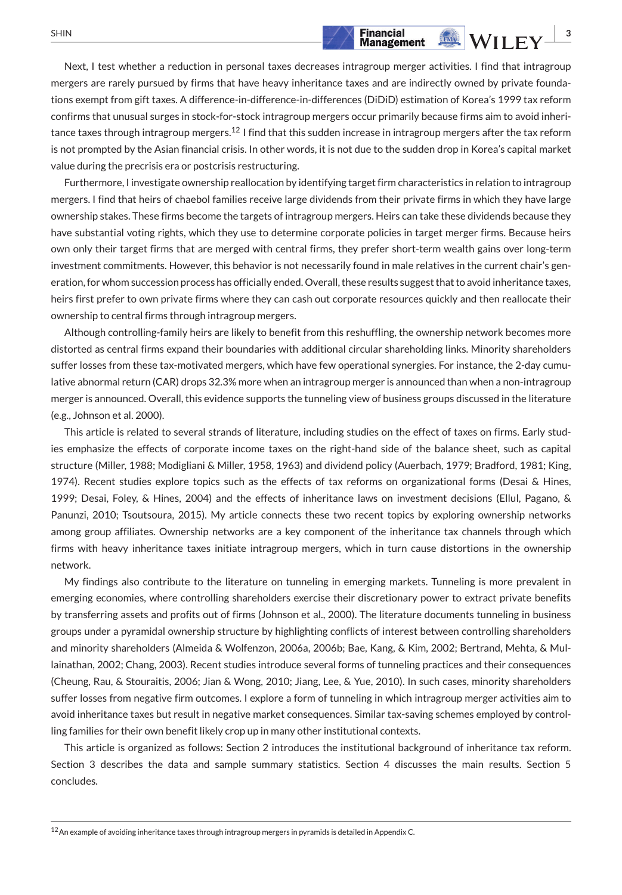Next, I test whether a reduction in personal taxes decreases intragroup merger activities. I find that intragroup mergers are rarely pursued by firms that have heavy inheritance taxes and are indirectly owned by private foundations exempt from gift taxes. A difference-in-difference-in-differences (DiDiD) estimation of Korea's 1999 tax reform confirms that unusual surges in stock-for-stock intragroup mergers occur primarily because firms aim to avoid inheritance taxes through intragroup mergers.[12] I find that this sudden increase in intragroup mergers after the tax reform is not prompted by the Asian financial crisis. In other words, it is not due to the sudden drop in Korea's capital market value during the precrisis era or postcrisis restructuring.

Furthermore, I investigate ownership reallocation by identifying target firm characteristics in relation to intragroup mergers. I find that heirs of chaebol families receive large dividends from their private firms in which they have large ownership stakes. These firms become the targets of intragroup mergers. Heirs can take these dividends because they have substantial voting rights, which they use to determine corporate policies in target merger firms. Because heirs own only their target firms that are merged with central firms, they prefer short-term wealth gains over long-term investment commitments. However, this behavior is not necessarily found in male relatives in the current chair's generation, for whom succession process has officially ended. Overall, these results suggest that to avoid inheritance taxes, heirs first prefer to own private firms where they can cash out corporate resources quickly and then reallocate their ownership to central firms through intragroup mergers.

Although controlling-family heirs are likely to benefit from this reshuffling, the ownership network becomes more distorted as central firms expand their boundaries with additional circular shareholding links. Minority shareholders suffer losses from these tax-motivated mergers, which have few operational synergies. For instance, the 2-day cumulative abnormal return (CAR) drops 32.3% more when an intragroup merger is announced than when a non-intragroup merger is announced. Overall, this evidence supports the tunneling view of business groups discussed in the literature (e.g., Johnson et al. 2000).

This article is related to several strands of literature, including studies on the effect of taxes on firms. Early studies emphasize the effects of corporate income taxes on the right-hand side of the balance sheet, such as capital structure (Miller, 1988; Modigliani & Miller, 1958, 1963) and dividend policy (Auerbach, 1979; Bradford, 1981; King, 1974). Recent studies explore topics such as the effects of tax reforms on organizational forms (Desai & Hines, 1999; Desai, Foley, & Hines, 2004) and the effects of inheritance laws on investment decisions (Ellul, Pagano, & Panunzi, 2010; Tsoutsoura, 2015). My article connects these two recent topics by exploring ownership networks among group affiliates. Ownership networks are a key component of the inheritance tax channels through which firms with heavy inheritance taxes initiate intragroup mergers, which in turn cause distortions in the ownership network.

My findings also contribute to the literature on tunneling in emerging markets. Tunneling is more prevalent in emerging economies, where controlling shareholders exercise their discretionary power to extract private benefits by transferring assets and profits out of firms (Johnson et al., 2000). The literature documents tunneling in business groups under a pyramidal ownership structure by highlighting conflicts of interest between controlling shareholders and minority shareholders (Almeida & Wolfenzon, 2006a, 2006b; Bae, Kang, & Kim, 2002; Bertrand, Mehta, & Mullainathan, 2002; Chang, 2003). Recent studies introduce several forms of tunneling practices and their consequences (Cheung, Rau, & Stouraitis, 2006; Jian & Wong, 2010; Jiang, Lee, & Yue, 2010). In such cases, minority shareholders suffer losses from negative firm outcomes. I explore a form of tunneling in which intragroup merger activities aim to avoid inheritance taxes but result in negative market consequences. Similar tax-saving schemes employed by controlling families for their own benefit likely crop up in many other institutional contexts.

This article is organized as follows: Section 2 introduces the institutional background of inheritance tax reform. Section 3 describes the data and sample summary statistics. Section 4 discusses the main results. Section 5 concludes.

---

[12] An example of avoiding inheritance taxes through intragroup mergers in pyramids is detailed in Appendix C.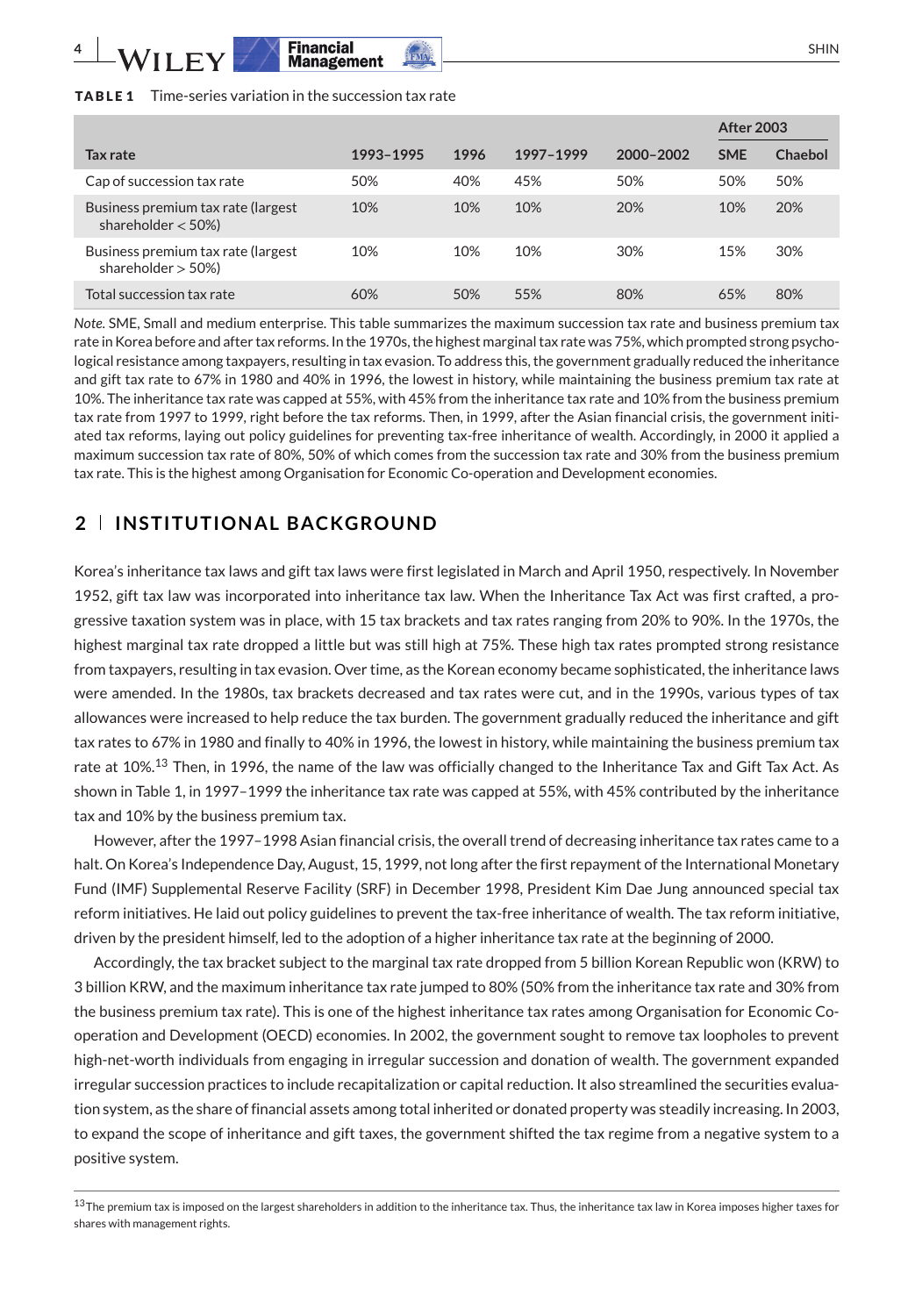**TABLE 1** Time-series variation in the succession tax rate

| | | | | | After 2003 | |
|---|---|---|---|---|---|---|
| **Tax rate** | **1993–1995** | **1996** | **1997–1999** | **2000–2002** | **SME** | **Chaebol** |
| Cap of succession tax rate | 50% | 40% | 45% | 50% | 50% | 50% |
| Business premium tax rate (largest shareholder < 50%) | 10% | 10% | 10% | 20% | 10% | 20% |
| Business premium tax rate (largest shareholder > 50%) | 10% | 10% | 10% | 30% | 15% | 30% |
| Total succession tax rate | 60% | 50% | 55% | 80% | 65% | 80% |

*Note.* SME, Small and medium enterprise. This table summarizes the maximum succession tax rate and business premium tax rate in Korea before and after tax reforms. In the 1970s, the highest marginal tax rate was 75%, which prompted strong psychological resistance among taxpayers, resulting in tax evasion. To address this, the government gradually reduced the inheritance and gift tax rate to 67% in 1980 and 40% in 1996, the lowest in history, while maintaining the business premium tax rate at 10%. The inheritance tax was capped at 55%, with 45% from the inheritance tax rate and 10% from the business premium tax rate from 1997 to 1999, right before the tax reforms. Then, in 1999, after the Asian financial crisis, the government initiated tax reforms, laying out policy guidelines for preventing tax-free inheritance of wealth. Accordingly, in 2000 it applied a maximum succession tax rate of 80%, 50% of which comes from the succession tax rate and 30% from the business premium tax rate. This is the highest among Organisation for Economic Co-operation and Development economies.

## 2 | INSTITUTIONAL BACKGROUND

Korea's inheritance tax laws and gift tax laws were first legislated in March and April 1950, respectively. In November 1952, gift tax law was incorporated into inheritance tax law. When the Inheritance Tax Act was first crafted, a progressive taxation system was in place, with 15 tax brackets and tax rates ranging from 20% to 90%. In the 1970s, the highest marginal tax rate dropped a little but was still high at 75%. These high tax rates prompted strong resistance from taxpayers, resulting in tax evasion. Over time, as the Korean economy became sophisticated, the inheritance laws were amended. In the 1980s, tax brackets decreased and tax rates were cut, and in the 1990s, various types of tax allowances were increased to help reduce the tax burden. The government gradually reduced the inheritance and gift tax rates to 67% in 1980 and finally to 40% in 1996, the lowest in history, while maintaining the business premium tax rate at 10%.[13] Then, in 1996, the name of the law was officially changed to the Inheritance Tax and Gift Tax Act. As shown in Table 1, in 1997–1999 the inheritance tax rate was capped at 55%, with 45% contributed by the inheritance tax and 10% by the business premium tax.

However, after the 1997–1998 Asian financial crisis, the overall trend of decreasing inheritance tax rates came to a halt. On Korea's Independence Day, August, 15, 1999, not long after the first repayment of the International Monetary Fund (IMF) Supplemental Reserve Facility (SRF) in December 1998, President Kim Dae Jung announced special tax reform initiatives. He laid out policy guidelines to prevent the tax-free inheritance of wealth. The tax reform initiative, driven by the president himself, led to the adoption of a higher inheritance tax rate at the beginning of 2000.

Accordingly, the tax bracket subject to the marginal tax rate dropped from 5 billion Korean Republic won (KRW) to 3 billion KRW, and the maximum inheritance tax rate jumped to 80% (50% from the inheritance tax rate and 30% from the business premium tax rate). This is one of the highest inheritance tax rates among Organisation for Economic Co-operation and Development (OECD) economies. In 2002, the government sought to remove tax loopholes to prevent high-net-worth individuals from engaging in irregular succession and donation of wealth. The government expanded irregular succession practices to include recapitalization or capital reduction. It also streamlined the securities evaluation system, as the share of financial assets among total inherited or donated property was steadily increasing. In 2003, to expand the scope of inheritance and gift taxes, the government shifted the tax regime from a negative system to a positive system.

[13] The premium tax is imposed on the largest shareholders in addition to the inheritance tax. Thus, the inheritance tax law in Korea imposes higher taxes for shares with management rights.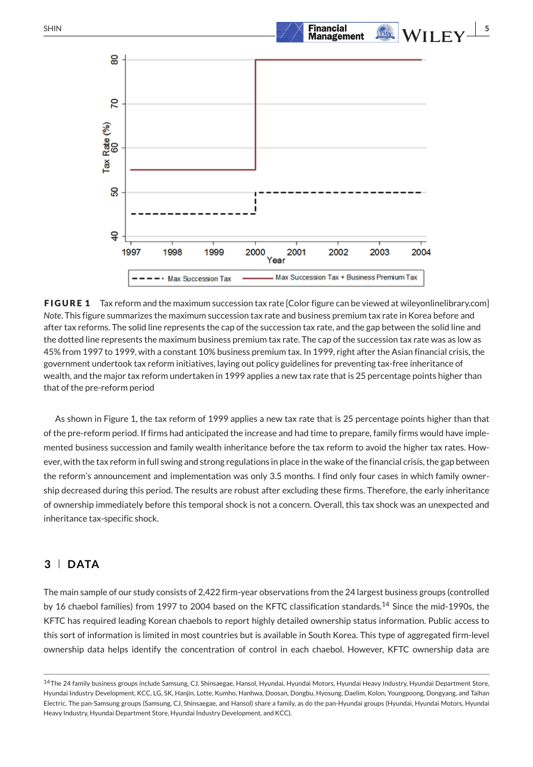**FIGURE 1** Tax reform and the maximum succession tax rate [Color figure can be viewed at wileyonlinelibrary.com]

*Note*. This figure summarizes the maximum succession tax rate and business premium tax rate in Korea before and after tax reforms. The solid line represents the cap of the succession tax rate, and the gap between the solid line and the dotted line represents the maximum business premium tax rate. The cap of the succession tax rate was as low as 45% from 1997 to 1999, with a constant 10% business premium tax. In 1999, right after the Asian financial crisis, the government undertook tax reform initiatives, laying out policy guidelines for preventing tax-free inheritance of wealth, and the major tax reform undertaken in 1999 applies a new tax rate that is 25 percentage points higher than that of the pre-reform period

As shown in Figure 1, the tax reform of 1999 applies a new tax rate that is 25 percentage points higher than that of the pre-reform period. If firms had anticipated the increase and had time to prepare, family firms would have implemented business succession and family wealth inheritance before the tax reform to avoid the higher tax rates. However, with the tax reform in full swing and strong regulations in place in the wake of the financial crisis, the gap between the reform's announcement and implementation was only 3.5 months. I find only four cases in which family ownership decreased during this period. The results are robust after excluding these firms. Therefore, the early inheritance of ownership immediately before this temporal shock is not a concern. Overall, this tax shock was an unexpected and inheritance tax-specific shock.

## 3 | DATA

The main sample of our study consists of 2,422 firm-year observations from the 24 largest business groups (controlled by 16 chaebol families) from 1997 to 2004 based on the KFTC classification standards.[14] Since the mid-1990s, the KFTC has required leading Korean chaebols to report highly detailed ownership status information. Public access to this sort of information is limited in most countries but is available in South Korea. This type of aggregated firm-level ownership data helps identify the concentration of control in each chaebol. However, KFTC ownership data are

[14] The 24 family business groups include Samsung, CJ, Shinsaegae, Hansol, Hyundai, Hyundai Motors, Hyundai Heavy Industry, Hyundai Department Store, Hyundai Industry Development, KCC, LG, SK, Hanjin, Lotte, Kumho, Hanhwa, Doosan, Dongbu, Hyosung, Daelim, Kolon, Youngpoong, Dongyang, and Taihan Electric. The pan-Samsung groups (Samsung, CJ, Shinsaegae, and Hansol) share a family, as do the pan-Hyundai groups (Hyundai, Hyundai Motors, Hyundai Heavy Industry, Hyundai Department Store, Hyundai Industry Development, and KCC).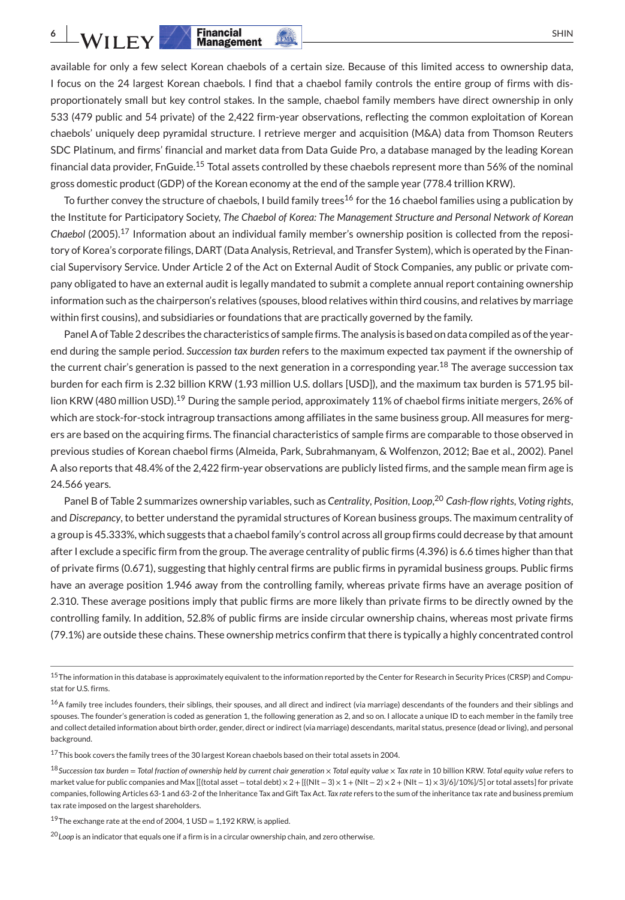available for only a few select Korean chaebols of a certain size. Because of this limited access to ownership data, I focus on the 24 largest Korean chaebols. I find that a chaebol family controls the entire group of firms with disproportionately small but key control stakes. In the sample, chaebol family members have direct ownership in only 533 (479 public and 54 private) of the 2,422 firm-year observations, reflecting the common exploitation of Korean chaebols' uniquely deep pyramidal structure. I retrieve merger and acquisition (M&A) data from Thomson Reuters SDC Platinum, and firms' financial and market data from Data Guide Pro, a database managed by the leading Korean financial data provider, FnGuide.[15] Total assets controlled by these chaebols represent more than 56% of the nominal gross domestic product (GDP) of the Korean economy at the end of the sample year (778.4 trillion KRW).

To further convey the structure of chaebols, I build family trees[16] for the 16 chaebol families using a publication by the Institute for Participatory Society, *The Chaebol of Korea: The Management Structure and Personal Network of Korean Chaebol* (2005).[17] Information about an individual family member's ownership position is collected from the repository of Korea's corporate filings, DART (Data Analysis, Retrieval, and Transfer System), which is operated by the Financial Supervisory Service. Under Article 2 of the Act on External Audit of Stock Companies, any public or private company obligated to have an external audit is legally mandated to submit a complete annual report containing ownership information such as the chairperson's relatives (spouses, blood relatives within third cousins, and relatives by marriage within first cousins), and subsidiaries or foundations that are practically governed by the family.

Panel A of Table 2 describes the characteristics of sample firms. The analysis is based on data compiled as of the year-end during the sample period. *Succession tax burden* refers to the maximum expected tax payment if the ownership of the current chair's generation is passed to the next generation in a corresponding year.[18] The average succession tax burden for each firm is 2.32 billion KRW (1.93 million U.S. dollars [USD]), and the maximum tax burden is 571.95 billion KRW (480 million USD).[19] During the sample period, approximately 11% of chaebol firms initiate mergers, 26% of which are stock-for-stock intragroup transactions among affiliates in the same business group. All measures for mergers are based on the acquiring firms. The financial characteristics of sample firms are comparable to those observed in previous studies of Korean chaebol firms (Almeida, Park, Subrahmanyam, & Wolfenzon, 2012; Bae et al., 2002). Panel A also reports that 48.4% of the 2,422 firm-year observations are publicly listed firms, and the sample mean firm age is 24.566 years.

Panel B of Table 2 summarizes ownership variables, such as *Centrality*, *Position*, *Loop*,[20] *Cash-flow rights*, *Voting rights*, and *Discrepancy*, to better understand the pyramidal structures of Korean business groups. The maximum centrality of a group is 45.333%, which suggests that a chaebol family's control across all group firms could decrease by that amount after I exclude a specific firm from the group. The average centrality of public firms (4.396) is 6.6 times higher than that of private firms (0.671), suggesting that highly central firms are public firms in pyramidal business groups. Public firms have an average position 1.946 away from the controlling family, whereas private firms have an average position of 2.310. These average positions imply that public firms are more likely than private firms to be directly owned by the controlling family. In addition, 52.8% of public firms are inside circular ownership chains, whereas most private firms (79.1%) are outside these chains. These ownership metrics confirm that there is typically a highly concentrated control

---

[15] The information in this database is approximately equivalent to the information reported by the Center for Research in Security Prices (CRSP) and Compustat for U.S. firms.

[16] A family tree includes founders, their siblings, their spouses, and all direct and indirect (via marriage) descendants of the founders and their siblings and spouses. The founder's generation is coded as generation 1, the following generation as 2, and so on. I allocate a unique ID to each member in the family tree and collect detailed information about birth order, gender, direct or indirect (via marriage) descendants, marital status, presence (dead or living), and personal background.

[17] This book covers the family trees of the 30 largest Korean chaebols based on their total assets in 2004.

[18] *Succession tax burden = Total fraction of ownership held by current chair generation × Total equity value × Tax rate* in 10 billion KRW. *Total equity value* refers to market value for public companies and Max [[(total asset − total debt) × 2 + [[(NIt − 3) × 1 + (NIt − 2) × 2 + (NIt − 1) × 3]/6]/10%]/5] or total assets] for private companies, following Articles 63-1 and 63-2 of the Inheritance Tax and Gift Tax Act. *Tax rate* refers to the sum of the inheritance tax rate and business premium tax rate imposed on the largest shareholders.

[19] The exchange rate at the end of 2004, 1 USD = 1,192 KRW, is applied.

[20] *Loop* is an indicator that equals one if a firm is in a circular ownership chain, and zero otherwise.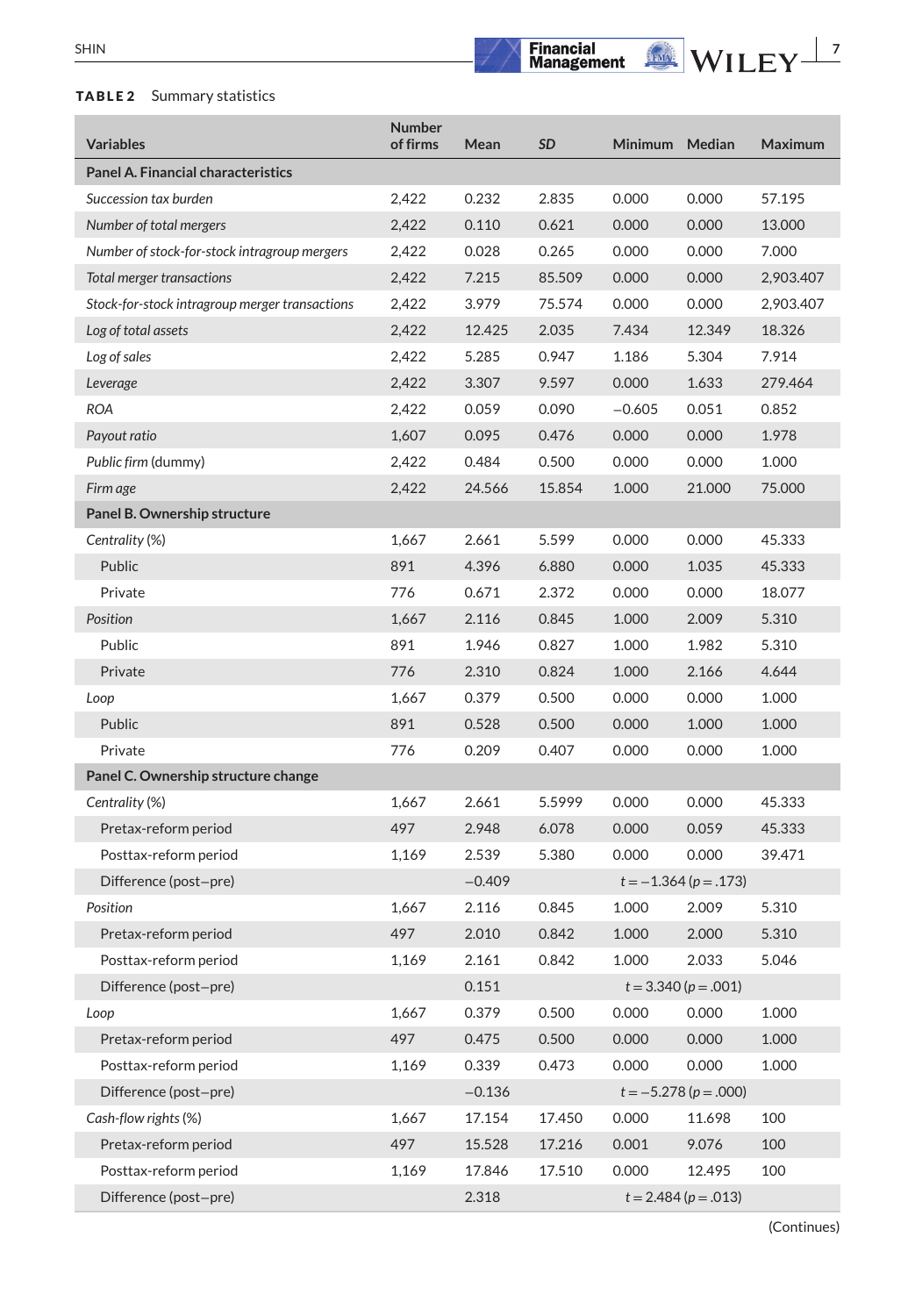**TABLE 2** Summary statistics

| Variables | Number of firms | Mean | SD | Minimum | Median | Maximum |
|---|---|---|---|---|---|---|
| **Panel A. Financial characteristics** | | | | | | |
| *Succession tax burden* | 2,422 | 0.232 | 2.835 | 0.000 | 0.000 | 57.195 |
| *Number of total mergers* | 2,422 | 0.110 | 0.621 | 0.000 | 0.000 | 13.000 |
| *Number of stock-for-stock intragroup mergers* | 2,422 | 0.028 | 0.265 | 0.000 | 0.000 | 7.000 |
| *Total merger transactions* | 2,422 | 7.215 | 85.509 | 0.000 | 0.000 | 2,903.407 |
| *Stock-for-stock intragroup merger transactions* | 2,422 | 3.979 | 75.574 | 0.000 | 0.000 | 2,903.407 |
| *Log of total assets* | 2,422 | 12.425 | 2.035 | 7.434 | 12.349 | 18.326 |
| *Log of sales* | 2,422 | 5.285 | 0.947 | 1.186 | 5.304 | 7.914 |
| *Leverage* | 2,422 | 3.307 | 9.597 | 0.000 | 1.633 | 279.464 |
| *ROA* | 2,422 | 0.059 | 0.090 | −0.605 | 0.051 | 0.852 |
| *Payout ratio* | 1,607 | 0.095 | 0.476 | 0.000 | 0.000 | 1.978 |
| *Public firm* (dummy) | 2,422 | 0.484 | 0.500 | 0.000 | 0.000 | 1.000 |
| *Firm age* | 2,422 | 24.566 | 15.854 | 1.000 | 21.000 | 75.000 |
| **Panel B. Ownership structure** | | | | | | |
| *Centrality* (%) | 1,667 | 2.661 | 5.599 | 0.000 | 0.000 | 45.333 |
| Public | 891 | 4.396 | 6.880 | 0.000 | 1.035 | 45.333 |
| Private | 776 | 0.671 | 2.372 | 0.000 | 0.000 | 18.077 |
| *Position* | 1,667 | 2.116 | 0.845 | 1.000 | 2.009 | 5.310 |
| Public | 891 | 1.946 | 0.827 | 1.000 | 1.982 | 5.310 |
| Private | 776 | 2.310 | 0.824 | 1.000 | 2.166 | 4.644 |
| *Loop* | 1,667 | 0.379 | 0.500 | 0.000 | 0.000 | 1.000 |
| Public | 891 | 0.528 | 0.500 | 0.000 | 1.000 | 1.000 |
| Private | 776 | 0.209 | 0.407 | 0.000 | 0.000 | 1.000 |
| **Panel C. Ownership structure change** | | | | | | |
| *Centrality* (%) | 1,667 | 2.661 | 5.5999 | 0.000 | 0.000 | 45.333 |
| Pretax-reform period | 497 | 2.948 | 6.078 | 0.000 | 0.059 | 45.333 |
| Posttax-reform period | 1,169 | 2.539 | 5.380 | 0.000 | 0.000 | 39.471 |
| Difference (post−pre) | | −0.409 | | $t = -1.364$ ($p = .173$) | | |
| *Position* | 1,667 | 2.116 | 0.845 | 1.000 | 2.009 | 5.310 |
| Pretax-reform period | 497 | 2.010 | 0.842 | 1.000 | 2.000 | 5.310 |
| Posttax-reform period | 1,169 | 2.161 | 0.842 | 1.000 | 2.033 | 5.046 |
| Difference (post−pre) | | 0.151 | | $t = 3.340$ ($p = .001$) | | |
| *Loop* | 1,667 | 0.379 | 0.500 | 0.000 | 0.000 | 1.000 |
| Pretax-reform period | 497 | 0.475 | 0.500 | 0.000 | 0.000 | 1.000 |
| Posttax-reform period | 1,169 | 0.339 | 0.473 | 0.000 | 0.000 | 1.000 |
| Difference (post−pre) | | −0.136 | | $t = -5.278$ ($p = .000$) | | |
| *Cash-flow rights* (%) | 1,667 | 17.154 | 17.450 | 0.000 | 11.698 | 100 |
| Pretax-reform period | 497 | 15.528 | 17.216 | 0.001 | 9.076 | 100 |
| Posttax-reform period | 1,169 | 17.846 | 17.510 | 0.000 | 12.495 | 100 |
| Difference (post−pre) | | 2.318 | | $t = 2.484$ ($p = .013$) | | |

(Continues)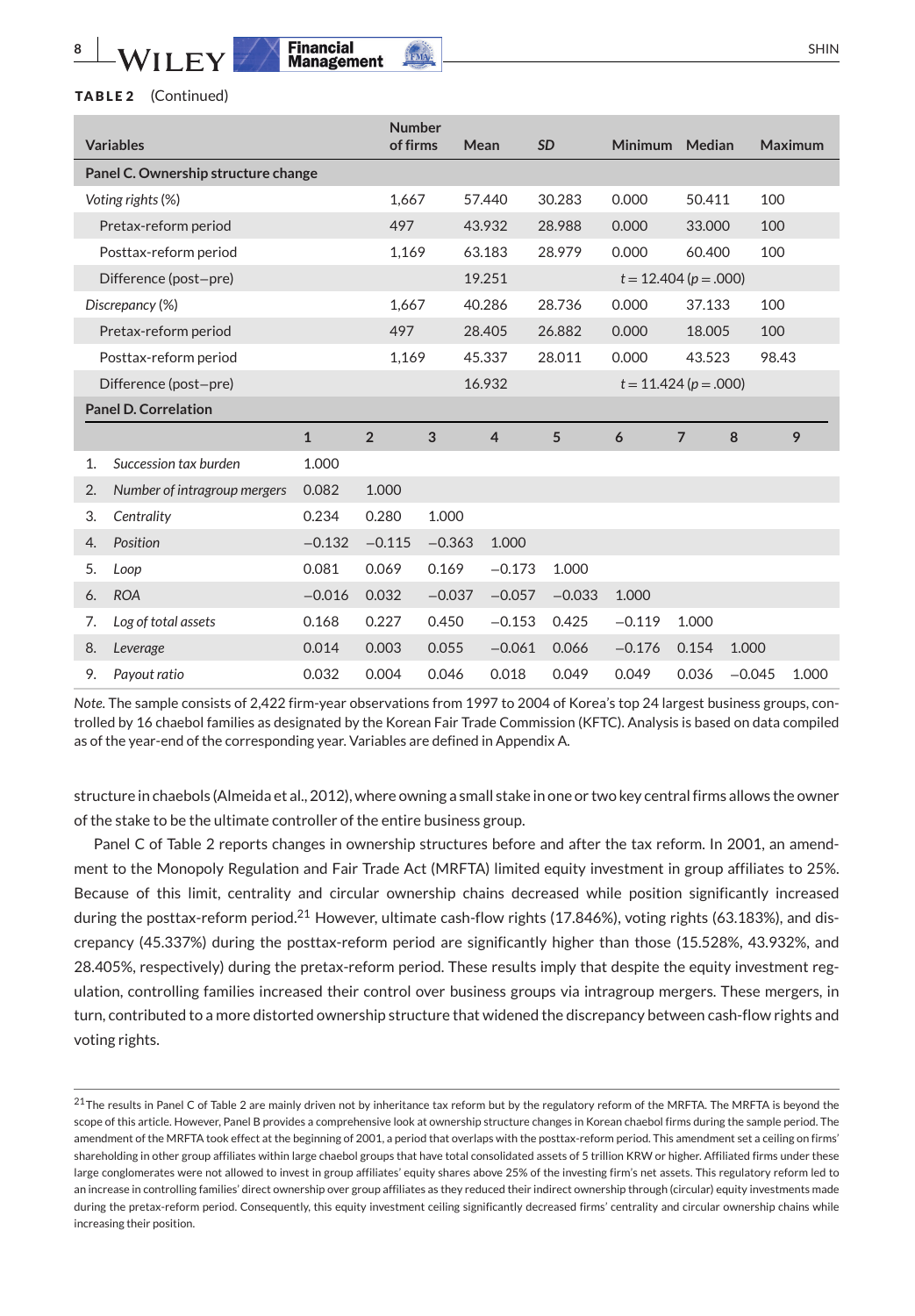**TABLE 2** (Continued)

| Variables | Number of firms | Mean | SD | Minimum | Median | Maximum |
|---|---|---|---|---|---|---|
| **Panel C. Ownership structure change** | | | | | | |
| *Voting rights* (%) | 1,667 | 57.440 | 30.283 | 0.000 | 50.411 | 100 |
| Pretax-reform period | 497 | 43.932 | 28.988 | 0.000 | 33.000 | 100 |
| Posttax-reform period | 1,169 | 63.183 | 28.979 | 0.000 | 60.400 | 100 |
| Difference (post−pre) | | 19.251 | | $t = 12.404$ ($p = .000$) | | |
| *Discrepancy* (%) | 1,667 | 40.286 | 28.736 | 0.000 | 37.133 | 100 |
| Pretax-reform period | 497 | 28.405 | 26.882 | 0.000 | 18.005 | 100 |
| Posttax-reform period | 1,169 | 45.337 | 28.011 | 0.000 | 43.523 | 98.43 |
| Difference (post−pre) | | 16.932 | | $t = 11.424$ ($p = .000$) | | |

**Panel D. Correlation**

| | | 1 | 2 | 3 | 4 | 5 | 6 | 7 | 8 | 9 |
|---|---|---|---|---|---|---|---|---|---|---|
| 1. | *Succession tax burden* | 1.000 | | | | | | | | |
| 2. | *Number of intragroup mergers* | 0.082 | 1.000 | | | | | | | |
| 3. | *Centrality* | 0.234 | 0.280 | 1.000 | | | | | | |
| 4. | *Position* | −0.132 | −0.115 | −0.363 | 1.000 | | | | | |
| 5. | *Loop* | 0.081 | 0.069 | 0.169 | −0.173 | 1.000 | | | | |
| 6. | *ROA* | −0.016 | 0.032 | −0.037 | −0.057 | −0.033 | 1.000 | | | |
| 7. | *Log of total assets* | 0.168 | 0.227 | 0.450 | −0.153 | 0.425 | −0.119 | 1.000 | | |
| 8. | *Leverage* | 0.014 | 0.003 | 0.055 | −0.061 | 0.066 | −0.176 | 0.154 | 1.000 | |
| 9. | *Payout ratio* | 0.032 | 0.004 | 0.046 | 0.018 | 0.049 | 0.049 | 0.036 | −0.045 | 1.000 |

*Note.* The sample consists of 2,422 firm-year observations from 1997 to 2004 of Korea's top 24 largest business groups, controlled by 16 chaebol families as designated by the Korean Fair Trade Commission (KFTC). Analysis is based on data compiled as of the year-end of the corresponding year. Variables are defined in Appendix A.

structure in chaebols (Almeida et al., 2012), where owning a small stake in one or two key central firms allows the owner of the stake to be the ultimate controller of the entire business group.

Panel C of Table 2 reports changes in ownership structures before and after the tax reform. In 2001, an amendment to the Monopoly Regulation and Fair Trade Act (MRFTA) limited equity investment in group affiliates to 25%. Because of this limit, centrality and circular ownership chains decreased while position significantly increased during the posttax-reform period.[21] However, ultimate cash-flow rights (17.846%), voting rights (63.183%), and discrepancy (45.337%) during the posttax-reform period are significantly higher than those (15.528%, 43.932%, and 28.405%, respectively) during the pretax-reform period. These results imply that despite the equity investment regulation, controlling families increased their control over business groups via intragroup mergers. These mergers, in turn, contributed to a more distorted ownership structure that widened the discrepancy between cash-flow rights and voting rights.

[21] The results in Panel C of Table 2 are mainly driven not by inheritance tax reform but by the regulatory reform of the MRFTA. The MRFTA is beyond the scope of this article. However, Panel B provides a comprehensive look at ownership structure changes in Korean chaebol firms during the sample period. The amendment of the MRFTA took effect at the beginning of 2001, a period that overlaps with the posttax-reform period. This amendment set a ceiling on firms' shareholding in other group affiliates within large chaebol groups that have total consolidated assets of 5 trillion KRW or higher. Affiliated firms under these large conglomerates were not allowed to invest in group affiliates' equity shares above 25% of the investing firm's net assets. This regulatory reform led to an increase in controlling families' direct ownership over group affiliates as they reduced their indirect ownership through (circular) equity investments made during the pretax-reform period. Consequently, this equity investment ceiling significantly decreased firms' centrality and circular ownership chains while increasing their position.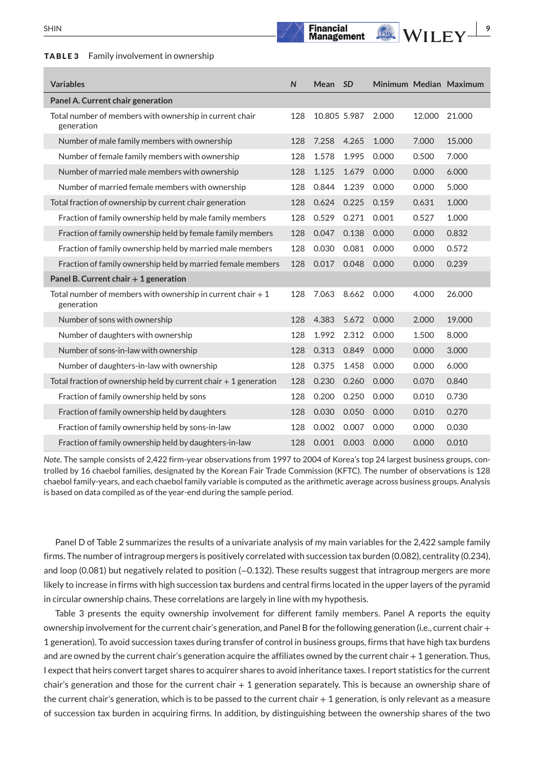**TABLE 3** Family involvement in ownership

| Variables | N | Mean | SD | Minimum | Median | Maximum |
|---|---|---|---|---|---|---|
| **Panel A. Current chair generation** | | | | | | |
| Total number of members with ownership in current chair generation | 128 | 10.805 | 5.987 | 2.000 | 12.000 | 21.000 |
| Number of male family members with ownership | 128 | 7.258 | 4.265 | 1.000 | 7.000 | 15.000 |
| Number of female family members with ownership | 128 | 1.578 | 1.995 | 0.000 | 0.500 | 7.000 |
| Number of married male members with ownership | 128 | 1.125 | 1.679 | 0.000 | 0.000 | 6.000 |
| Number of married female members with ownership | 128 | 0.844 | 1.239 | 0.000 | 0.000 | 5.000 |
| Total fraction of ownership by current chair generation | 128 | 0.624 | 0.225 | 0.159 | 0.631 | 1.000 |
| Fraction of family ownership held by male family members | 128 | 0.529 | 0.271 | 0.001 | 0.527 | 1.000 |
| Fraction of family ownership held by female family members | 128 | 0.047 | 0.138 | 0.000 | 0.000 | 0.832 |
| Fraction of family ownership held by married male members | 128 | 0.030 | 0.081 | 0.000 | 0.000 | 0.572 |
| Fraction of family ownership held by married female members | 128 | 0.017 | 0.048 | 0.000 | 0.000 | 0.239 |
| **Panel B. Current chair + 1 generation** | | | | | | |
| Total number of members with ownership in current chair + 1 generation | 128 | 7.063 | 8.662 | 0.000 | 4.000 | 26.000 |
| Number of sons with ownership | 128 | 4.383 | 5.672 | 0.000 | 2.000 | 19.000 |
| Number of daughters with ownership | 128 | 1.992 | 2.312 | 0.000 | 1.500 | 8.000 |
| Number of sons-in-law with ownership | 128 | 0.313 | 0.849 | 0.000 | 0.000 | 3.000 |
| Number of daughters-in-law with ownership | 128 | 0.375 | 1.458 | 0.000 | 0.000 | 6.000 |
| Total fraction of ownership held by current chair + 1 generation | 128 | 0.230 | 0.260 | 0.000 | 0.070 | 0.840 |
| Fraction of family ownership held by sons | 128 | 0.200 | 0.250 | 0.000 | 0.010 | 0.730 |
| Fraction of family ownership held by daughters | 128 | 0.030 | 0.050 | 0.000 | 0.010 | 0.270 |
| Fraction of family ownership held by sons-in-law | 128 | 0.002 | 0.007 | 0.000 | 0.000 | 0.030 |
| Fraction of family ownership held by daughters-in-law | 128 | 0.001 | 0.003 | 0.000 | 0.000 | 0.010 |

*Note*. The sample consists of 2,422 firm-year observations from 1997 to 2004 of Korea's top 24 largest business groups, controlled by 16 chaebol families, designated by the Korean Fair Trade Commission (KFTC). The number of observations is 128 chaebol family-years, and each chaebol family variable is computed as the arithmetic average across business groups. Analysis is based on data compiled as of the year-end during the sample period.

Panel D of Table 2 summarizes the results of a univariate analysis of my main variables for the 2,422 sample family firms. The number of intragroup mergers is positively correlated with succession tax burden (0.082), centrality (0.234), and loop (0.081) but negatively related to position (−0.132). These results suggest that intragroup mergers are more likely to increase in firms with high succession tax burdens and central firms located in the upper layers of the pyramid in circular ownership chains. These correlations are largely in line with my hypothesis.

Table 3 presents the equity ownership involvement for different family members. Panel A reports the equity ownership involvement for the current chair's generation, and Panel B for the following generation (i.e., current chair + 1 generation). To avoid succession taxes during transfer of control in business groups, firms that have high tax burdens and are owned by the current chair's generation acquire the affiliates owned by the current chair + 1 generation. Thus, I expect that heirs convert target shares to acquirer shares to avoid inheritance taxes. I report statistics for the current chair's generation and those for the current chair + 1 generation separately. This is because an ownership share of the current chair's generation, which is to be passed to the current chair + 1 generation, is only relevant as a measure of succession tax burden in acquiring firms. In addition, by distinguishing between the ownership shares of the two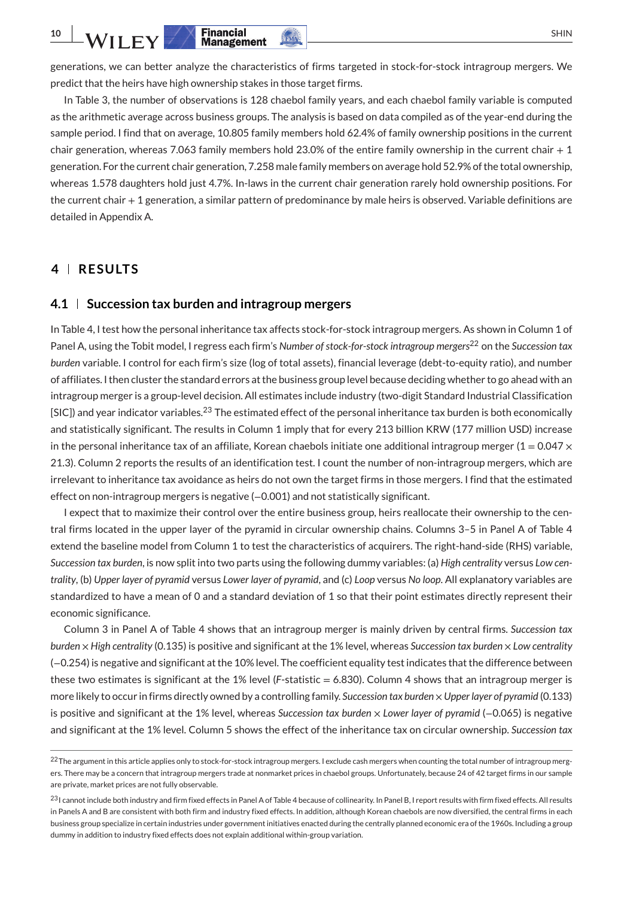generations, we can better analyze the characteristics of firms targeted in stock-for-stock intragroup mergers. We predict that the heirs have high ownership stakes in those target firms.

In Table 3, the number of observations is 128 chaebol family years, and each chaebol family variable is computed as the arithmetic average across business groups. The analysis is based on data compiled as of the year-end during the sample period. I find that on average, 10.805 family members hold 62.4% of family ownership positions in the current chair generation, whereas 7.063 family members hold 23.0% of the entire family ownership in the current chair + 1 generation. For the current chair generation, 7.258 male family members on average hold 52.9% of the total ownership, whereas 1.578 daughters hold just 4.7%. In-laws in the current chair generation rarely hold ownership positions. For the current chair + 1 generation, a similar pattern of predominance by male heirs is observed. Variable definitions are detailed in Appendix A.

## 4 | RESULTS

### 4.1 | Succession tax burden and intragroup mergers

In Table 4, I test how the personal inheritance tax affects stock-for-stock intragroup mergers. As shown in Column 1 of Panel A, using the Tobit model, I regress each firm's *Number of stock-for-stock intragroup mergers*[22] on the *Succession tax burden* variable. I control for each firm's size (log of total assets), financial leverage (debt-to-equity ratio), and number of affiliates. I then cluster the standard errors at the business group level because deciding whether to go ahead with an intragroup merger is a group-level decision. All estimates include industry (two-digit Standard Industrial Classification [SIC]) and year indicator variables.[23] The estimated effect of the personal inheritance tax burden is both economically and statistically significant. The results in Column 1 imply that for every 213 billion KRW (177 million USD) increase in the personal inheritance tax of an affiliate, Korean chaebols initiate one additional intragroup merger ($1 = 0.047 \times 21.3$). Column 2 reports the results of an identification test. I count the number of non-intragroup mergers, which are irrelevant to inheritance tax avoidance as heirs do not own the target firms in those mergers. I find that the estimated effect on non-intragroup mergers is negative (−0.001) and not statistically significant.

I expect that to maximize their control over the entire business group, heirs reallocate their ownership to the central firms located in the upper layer of the pyramid in circular ownership chains. Columns 3–5 in Panel A of Table 4 extend the baseline model from Column 1 to test the characteristics of acquirers. The right-hand-side (RHS) variable, *Succession tax burden*, is now split into two parts using the following dummy variables: (a) *High centrality* versus *Low centrality*, (b) *Upper layer of pyramid* versus *Lower layer of pyramid*, and (c) *Loop* versus *No loop*. All explanatory variables are standardized to have a mean of 0 and a standard deviation of 1 so that their point estimates directly represent their economic significance.

Column 3 in Panel A of Table 4 shows that an intragroup merger is mainly driven by central firms. *Succession tax burden* × *High centrality* (0.135) is positive and significant at the 1% level, whereas *Succession tax burden* × *Low centrality* (−0.254) is negative and significant at the 10% level. The coefficient equality test indicates that the difference between these two estimates is significant at the 1% level ($F$-statistic = 6.830). Column 4 shows that an intragroup merger is more likely to occur in firms directly owned by a controlling family. *Succession tax burden* × *Upper layer of pyramid* (0.133) is positive and significant at the 1% level, whereas *Succession tax burden* × *Lower layer of pyramid* (−0.065) is negative and significant at the 1% level. Column 5 shows the effect of the inheritance tax on circular ownership. *Succession tax*

---

[22] The argument in this article applies only to stock-for-stock intragroup mergers. I exclude cash mergers when counting the total number of intragroup mergers. There may be a concern that intragroup mergers trade at nonmarket prices in chaebol groups. Unfortunately, because 24 of 42 target firms in our sample are private, market prices are not fully observable.

[23] I cannot include both industry and firm fixed effects in Panel A of Table 4 because of collinearity. In Panel B, I report results with firm fixed effects. All results in Panels A and B are consistent with both firm and industry fixed effects. In addition, although Korean chaebols are now diversified, the central firms in each business group specialize in certain industries under government initiatives enacted during the centrally planned economic era of the 1960s. Including a group dummy in addition to industry fixed effects does not explain additional within-group variation.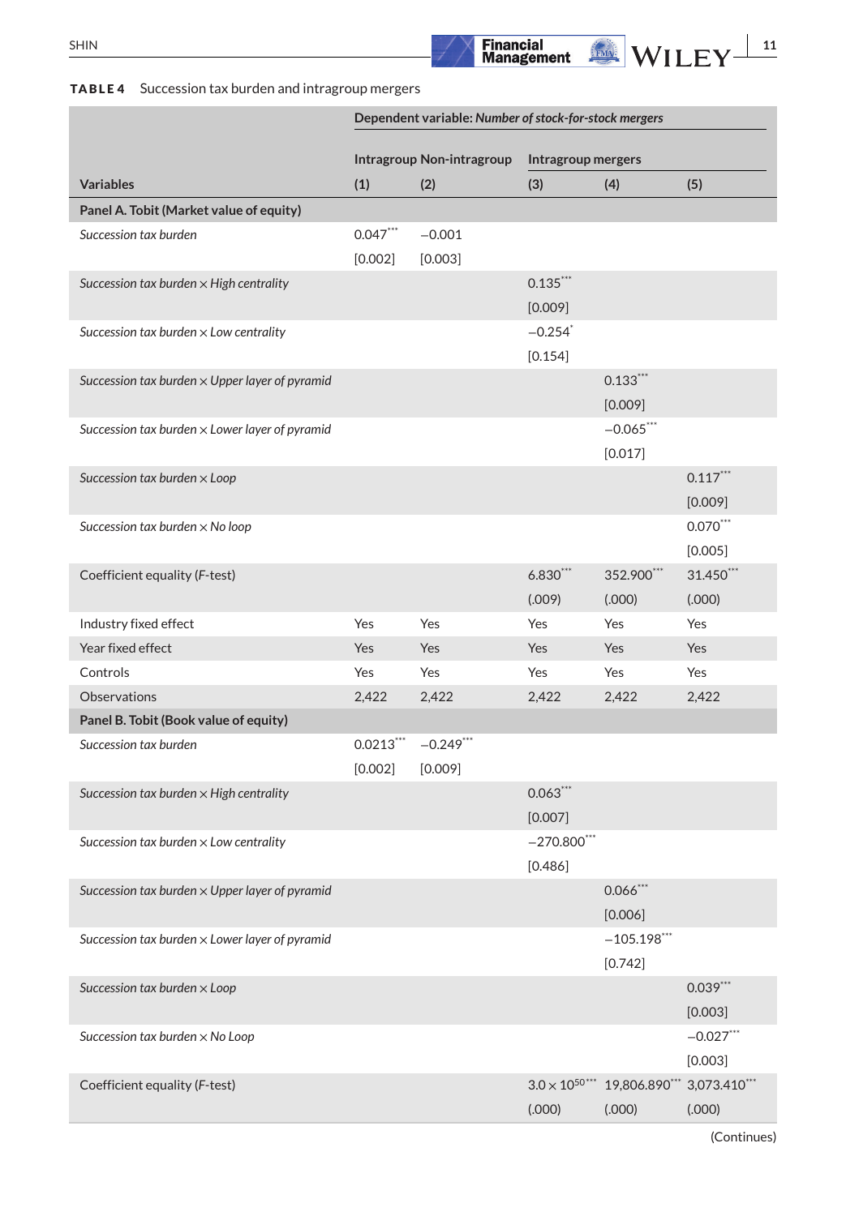**TABLE 4** Succession tax burden and intragroup mergers

| | Dependent variable: *Number of stock-for-stock mergers* | | | | |
|---|---|---|---|---|---|
| | Intragroup | Non-intragroup | Intragroup mergers | | |
| Variables | (1) | (2) | (3) | (4) | (5) |
| **Panel A. Tobit (Market value of equity)** | | | | | |
| *Succession tax burden* | 0.047*** | −0.001 | | | |
| | [0.002] | [0.003] | | | |
| *Succession tax burden × High centrality* | | | 0.135*** | | |
| | | | [0.009] | | |
| *Succession tax burden × Low centrality* | | | −0.254* | | |
| | | | [0.154] | | |
| *Succession tax burden × Upper layer of pyramid* | | | | 0.133*** | |
| | | | | [0.009] | |
| *Succession tax burden × Lower layer of pyramid* | | | | −0.065*** | |
| | | | | [0.017] | |
| *Succession tax burden × Loop* | | | | | 0.117*** |
| | | | | | [0.009] |
| *Succession tax burden × No loop* | | | | | 0.070*** |
| | | | | | [0.005] |
| Coefficient equality (*F*-test) | | | 6.830*** | 352.900*** | 31.450*** |
| | | | (.009) | (.000) | (.000) |
| Industry fixed effect | Yes | Yes | Yes | Yes | Yes |
| Year fixed effect | Yes | Yes | Yes | Yes | Yes |
| Controls | Yes | Yes | Yes | Yes | Yes |
| Observations | 2,422 | 2,422 | 2,422 | 2,422 | 2,422 |
| **Panel B. Tobit (Book value of equity)** | | | | | |
| *Succession tax burden* | 0.0213*** | −0.249*** | | | |
| | [0.002] | [0.009] | | | |
| *Succession tax burden × High centrality* | | | 0.063*** | | |
| | | | [0.007] | | |
| *Succession tax burden × Low centrality* | | | −270.800*** | | |
| | | | [0.486] | | |
| *Succession tax burden × Upper layer of pyramid* | | | | 0.066*** | |
| | | | | [0.006] | |
| *Succession tax burden × Lower layer of pyramid* | | | | −105.198*** | |
| | | | | [0.742] | |
| *Succession tax burden × Loop* | | | | | 0.039*** |
| | | | | | [0.003] |
| *Succession tax burden × No Loop* | | | | | −0.027*** |
| | | | | | [0.003] |
| Coefficient equality (*F*-test) | | | $3.0 \times 10^{50}$*** | 19,806.890*** | 3,073.410*** |
| | | | (.000) | (.000) | (.000) |

(Continues)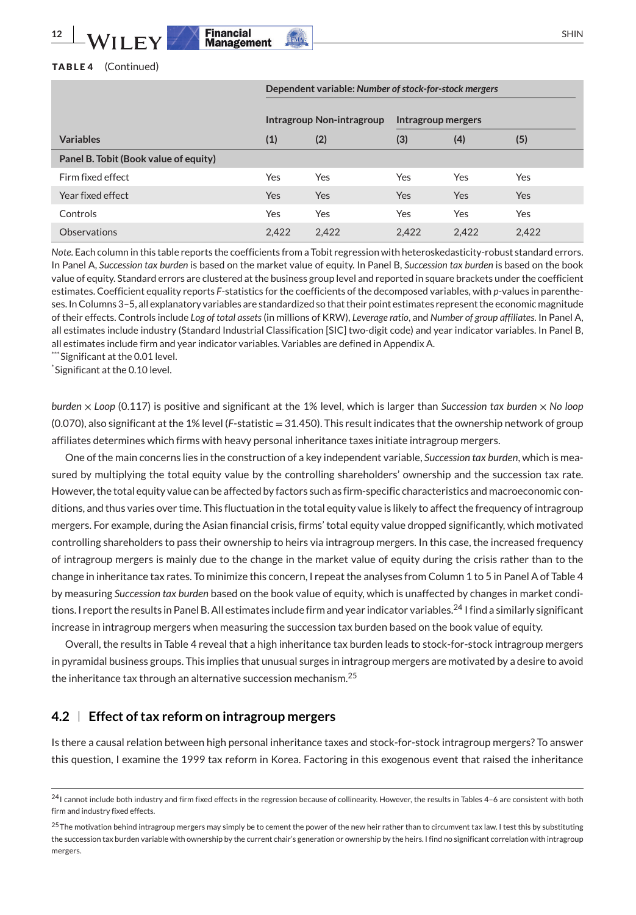**TABLE 4** (Continued)

| | Dependent variable: *Number of stock-for-stock mergers* | | | | |
|---|---|---|---|---|---|
| | Intragroup | Non-intragroup | Intragroup mergers | | |
| **Variables** | **(1)** | **(2)** | **(3)** | **(4)** | **(5)** |
| **Panel B. Tobit (Book value of equity)** | | | | | |
| Firm fixed effect | Yes | Yes | Yes | Yes | Yes |
| Year fixed effect | Yes | Yes | Yes | Yes | Yes |
| Controls | Yes | Yes | Yes | Yes | Yes |
| Observations | 2,422 | 2,422 | 2,422 | 2,422 | 2,422 |

*Note.* Each column in this table reports the coefficients from a Tobit regression with heteroskedasticity-robust standard errors. In Panel A, *Succession tax burden* is based on the market value of equity. In Panel B, *Succession tax burden* is based on the book value of equity. Standard errors are clustered at the business group level and reported in square brackets under the coefficient estimates. Coefficient equality reports *F*-statistics for the coefficients of the decomposed variables, with *p*-values in parentheses. In Columns 3–5, all explanatory variables are standardized so that their point estimates represent the economic magnitude of their effects. Controls include *Log of total assets* (in millions of KRW), *Leverage ratio*, and *Number of group affiliates.* In Panel A, all estimates include industry (Standard Industrial Classification [SIC] two-digit code) and year indicator variables. In Panel B, all estimates include firm and year indicator variables. Variables are defined in Appendix A.

***Significant at the 0.01 level.

*Significant at the 0.10 level.

*burden* × *Loop* (0.117) is positive and significant at the 1% level, which is larger than *Succession tax burden* × *No loop* (0.070), also significant at the 1% level (*F*-statistic = 31.450). This result indicates that the ownership network of group affiliates determines which firms with heavy personal inheritance taxes initiate intragroup mergers.

One of the main concerns lies in the construction of a key independent variable, *Succession tax burden*, which is measured by multiplying the total equity value by the controlling shareholders' ownership and the succession tax rate. However, the total equity value can be affected by factors such as firm-specific characteristics and macroeconomic conditions, and thus varies over time. This fluctuation in the total equity value is likely to affect the frequency of intragroup mergers. For example, during the Asian financial crisis, firms' total equity value dropped significantly, which motivated controlling shareholders to pass their ownership to heirs via intragroup mergers. In this case, the increased frequency of intragroup mergers is mainly due to the change in the market value of equity during the crisis rather than to the change in inheritance tax rates. To minimize this concern, I repeat the analyses from Column 1 to 5 in Panel A of Table 4 by measuring *Succession tax burden* based on the book value of equity, which is unaffected by changes in market conditions. I report the results in Panel B. All estimates include firm and year indicator variables.[24] I find a similarly significant increase in intragroup mergers when measuring the succession tax burden based on the book value of equity.

Overall, the results in Table 4 reveal that a high inheritance tax burden leads to stock-for-stock intragroup mergers in pyramidal business groups. This implies that unusual surges in intragroup mergers are motivated by a desire to avoid the inheritance tax through an alternative succession mechanism.[25]

## 4.2 | Effect of tax reform on intragroup mergers

Is there a causal relation between high personal inheritance taxes and stock-for-stock intragroup mergers? To answer this question, I examine the 1999 tax reform in Korea. Factoring in this exogenous event that raised the inheritance

[24] I cannot include both industry and firm fixed effects in the regression because of collinearity. However, the results in Tables 4–6 are consistent with both firm and industry fixed effects.

[25] The motivation behind intragroup mergers may simply be to cement the power of the new heir rather than to circumvent tax law. I test this by substituting the succession tax burden variable with ownership by the current chair's generation or ownership by the heirs. I find no significant correlation with intragroup mergers.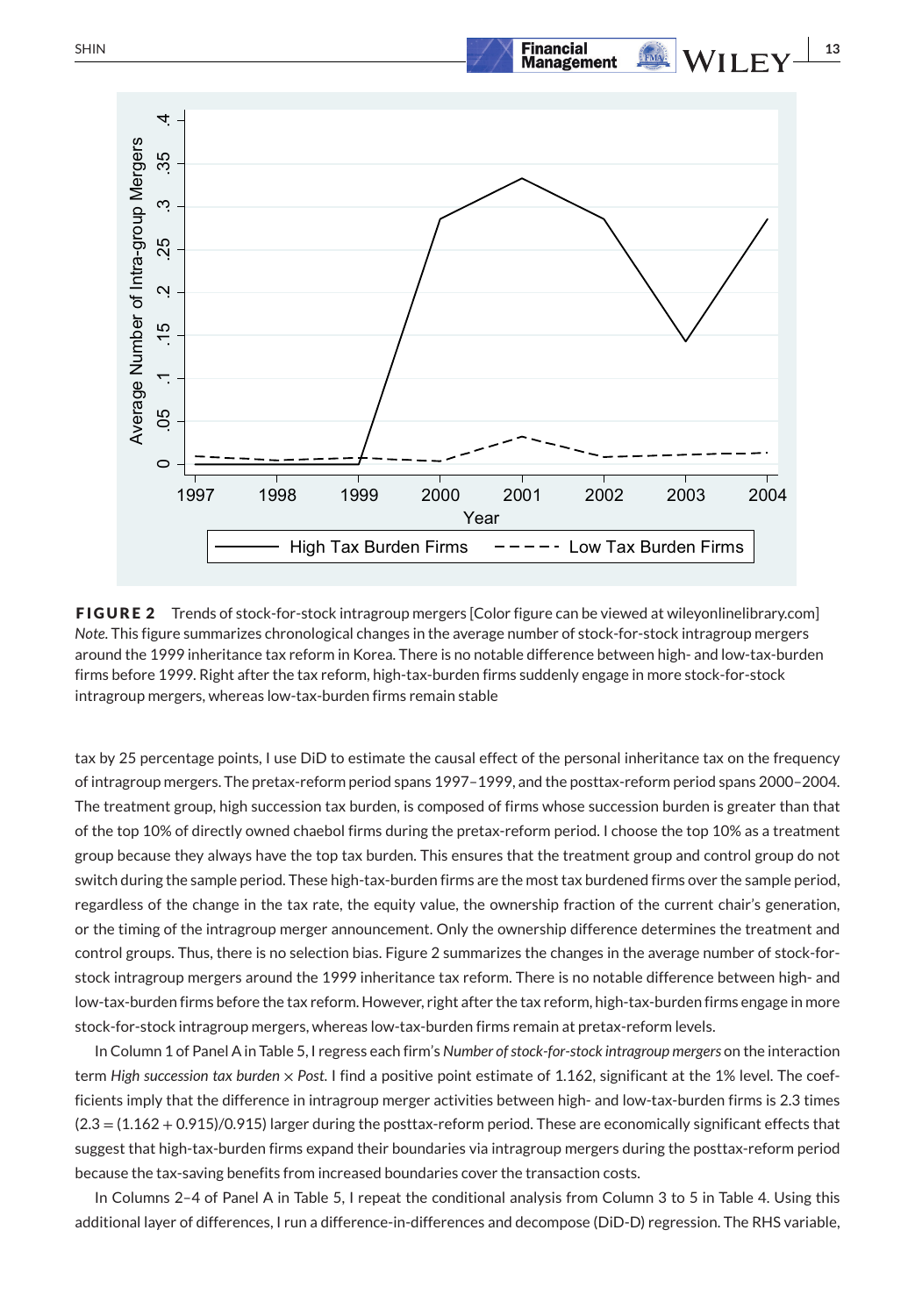**FIGURE 2** Trends of stock-for-stock intragroup mergers [Color figure can be viewed at wileyonlinelibrary.com]

*Note.* This figure summarizes chronological changes in the average number of stock-for-stock intragroup mergers around the 1999 inheritance tax reform in Korea. There is no notable difference between high- and low-tax-burden firms before 1999. Right after the tax reform, high-tax-burden firms suddenly engage in more stock-for-stock intragroup mergers, whereas low-tax-burden firms remain stable

tax by 25 percentage points, I use DiD to estimate the causal effect of the personal inheritance tax on the frequency of intragroup mergers. The pretax-reform period spans 1997–1999, and the posttax-reform period spans 2000–2004. The treatment group, high succession tax burden, is composed of firms whose succession burden is greater than that of the top 10% of directly owned chaebol firms during the pretax-reform period. I choose the top 10% as a treatment group because they always have the top tax burden. This ensures that the treatment group and control group do not switch during the sample period. These high-tax-burden firms are the most tax burdened firms over the sample period, regardless of the change in the tax rate, the equity value, the ownership fraction of the current chair's generation, or the timing of the intragroup merger announcement. Only the ownership difference determines the treatment and control groups. Thus, there is no selection bias. Figure 2 summarizes the changes in the average number of stock-for-stock intragroup mergers around the 1999 inheritance tax reform. There is no notable difference between high- and low-tax-burden firms before the tax reform. However, right after the tax reform, high-tax-burden firms engage in more stock-for-stock intragroup mergers, whereas low-tax-burden firms remain at pretax-reform levels.

In Column 1 of Panel A in Table 5, I regress each firm's *Number of stock-for-stock intragroup mergers* on the interaction term *High succession tax burden* × *Post*. I find a positive point estimate of 1.162, significant at the 1% level. The coefficients imply that the difference in intragroup merger activities between high- and low-tax-burden firms is 2.3 times $(2.3 = (1.162 + 0.915)/0.915)$ larger during the posttax-reform period. These are economically significant effects that suggest that high-tax-burden firms expand their boundaries via intragroup mergers during the posttax-reform period because the tax-saving benefits from increased boundaries cover the transaction costs.

In Columns 2–4 of Panel A in Table 5, I repeat the conditional analysis from Column 3 to 5 in Table 4. Using this additional layer of differences, I run a difference-in-differences and decompose (DiD-D) regression. The RHS variable,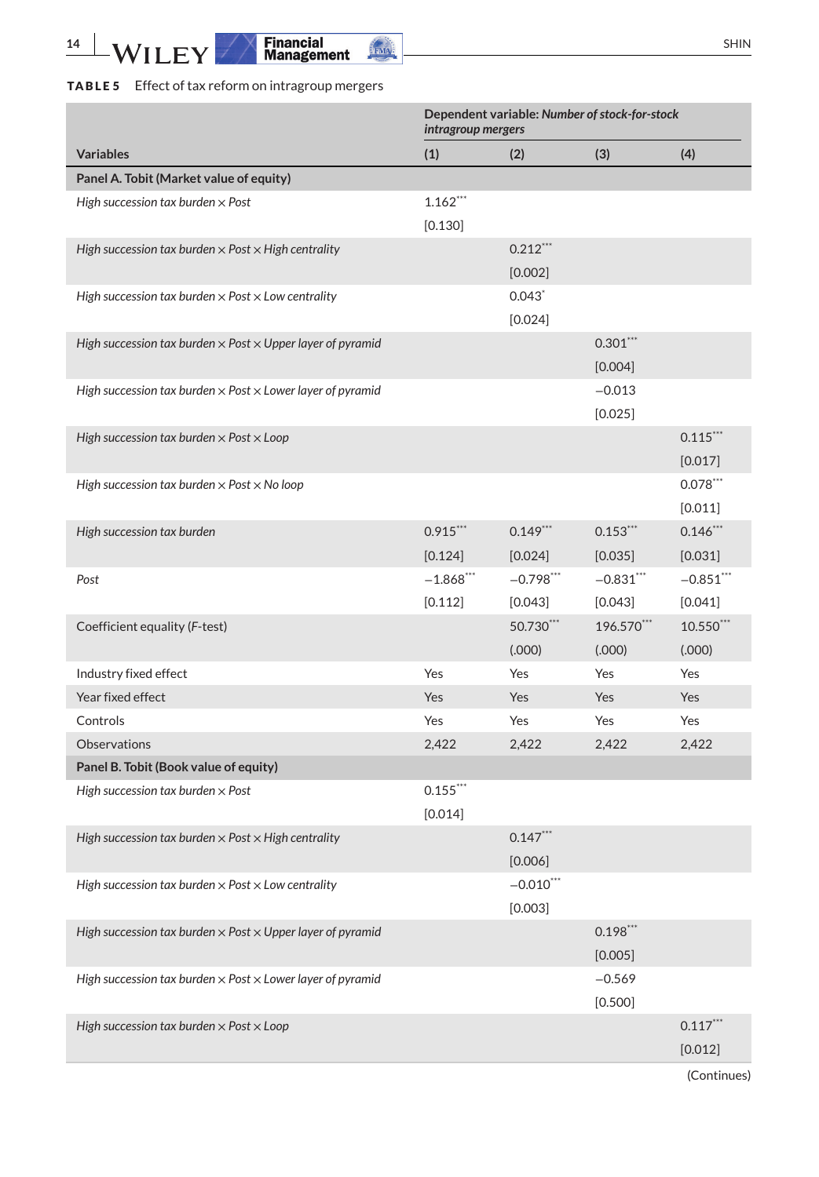**TABLE 5** Effect of tax reform on intragroup mergers

| Variables | Dependent variable: *Number of stock-for-stock intragroup mergers* | | | |
|---|---|---|---|---|
| | (1) | (2) | (3) | (4) |
| **Panel A. Tobit (Market value of equity)** | | | | |
| *High succession tax burden × Post* | 1.162*** | | | |
| | [0.130] | | | |
| *High succession tax burden × Post × High centrality* | | 0.212*** | | |
| | | [0.002] | | |
| *High succession tax burden × Post × Low centrality* | | 0.043* | | |
| | | [0.024] | | |
| *High succession tax burden × Post × Upper layer of pyramid* | | | 0.301*** | |
| | | | [0.004] | |
| *High succession tax burden × Post × Lower layer of pyramid* | | | −0.013 | |
| | | | [0.025] | |
| *High succession tax burden × Post × Loop* | | | | 0.115*** |
| | | | | [0.017] |
| *High succession tax burden × Post × No loop* | | | | 0.078*** |
| | | | | [0.011] |
| *High succession tax burden* | 0.915*** | 0.149*** | 0.153*** | 0.146*** |
| | [0.124] | [0.024] | [0.035] | [0.031] |
| *Post* | −1.868*** | −0.798*** | −0.831*** | −0.851*** |
| | [0.112] | [0.043] | [0.043] | [0.041] |
| Coefficient equality (*F*-test) | | 50.730*** | 196.570*** | 10.550*** |
| | | (.000) | (.000) | (.000) |
| Industry fixed effect | Yes | Yes | Yes | Yes |
| Year fixed effect | Yes | Yes | Yes | Yes |
| Controls | Yes | Yes | Yes | Yes |
| Observations | 2,422 | 2,422 | 2,422 | 2,422 |
| **Panel B. Tobit (Book value of equity)** | | | | |
| *High succession tax burden × Post* | 0.155*** | | | |
| | [0.014] | | | |
| *High succession tax burden × Post × High centrality* | | 0.147*** | | |
| | | [0.006] | | |
| *High succession tax burden × Post × Low centrality* | | −0.010*** | | |
| | | [0.003] | | |
| *High succession tax burden × Post × Upper layer of pyramid* | | | 0.198*** | |
| | | | [0.005] | |
| *High succession tax burden × Post × Lower layer of pyramid* | | | −0.569 | |
| | | | [0.500] | |
| *High succession tax burden × Post × Loop* | | | | 0.117*** |
| | | | | [0.012] |

(Continues)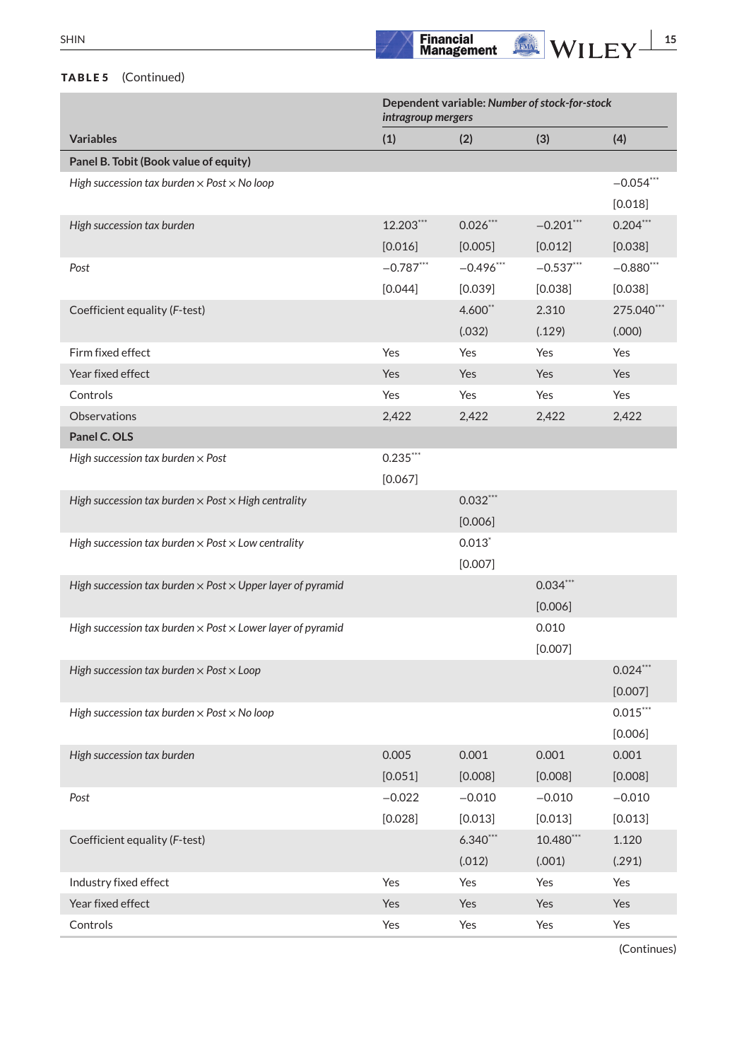**TABLE 5** (Continued)

| Variables | Dependent variable: *Number of stock-for-stock intragroup mergers* | | | |
|---|---|---|---|---|
| | (1) | (2) | (3) | (4) |
| **Panel B. Tobit (Book value of equity)** | | | | |
| *High succession tax burden × Post × No loop* | | | | −0.054*** |
| | | | | [0.018] |
| *High succession tax burden* | 12.203*** | 0.026*** | −0.201*** | 0.204*** |
| | [0.016] | [0.005] | [0.012] | [0.038] |
| *Post* | −0.787*** | −0.496*** | −0.537*** | −0.880*** |
| | [0.044] | [0.039] | [0.038] | [0.038] |
| Coefficient equality (*F*-test) | | 4.600** | 2.310 | 275.040*** |
| | | (.032) | (.129) | (.000) |
| Firm fixed effect | Yes | Yes | Yes | Yes |
| Year fixed effect | Yes | Yes | Yes | Yes |
| Controls | Yes | Yes | Yes | Yes |
| Observations | 2,422 | 2,422 | 2,422 | 2,422 |
| **Panel C. OLS** | | | | |
| *High succession tax burden × Post* | 0.235*** | | | |
| | [0.067] | | | |
| *High succession tax burden × Post × High centrality* | | 0.032*** | | |
| | | [0.006] | | |
| *High succession tax burden × Post × Low centrality* | | 0.013* | | |
| | | [0.007] | | |
| *High succession tax burden × Post × Upper layer of pyramid* | | | 0.034*** | |
| | | | [0.006] | |
| *High succession tax burden × Post × Lower layer of pyramid* | | | 0.010 | |
| | | | [0.007] | |
| *High succession tax burden × Post × Loop* | | | | 0.024*** |
| | | | | [0.007] |
| *High succession tax burden × Post × No loop* | | | | 0.015*** |
| | | | | [0.006] |
| *High succession tax burden* | 0.005 | 0.001 | 0.001 | 0.001 |
| | [0.051] | [0.008] | [0.008] | [0.008] |
| *Post* | −0.022 | −0.010 | −0.010 | −0.010 |
| | [0.028] | [0.013] | [0.013] | [0.013] |
| Coefficient equality (*F*-test) | | 6.340*** | 10.480*** | 1.120 |
| | | (.012) | (.001) | (.291) |
| Industry fixed effect | Yes | Yes | Yes | Yes |
| Year fixed effect | Yes | Yes | Yes | Yes |
| Controls | Yes | Yes | Yes | Yes |

(Continues)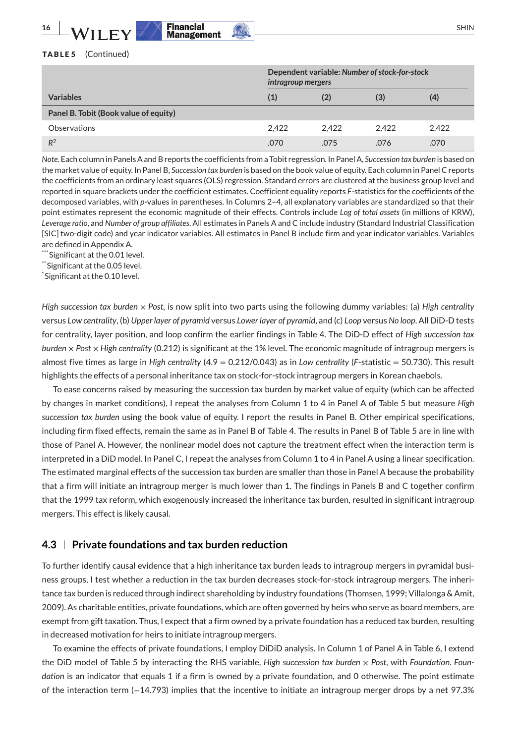**TABLE 5** (Continued)

| Variables | Dependent variable: *Number of stock-for-stock intragroup mergers* | | | |
|---|---|---|---|---|
| | (1) | (2) | (3) | (4) |
| **Panel B. Tobit (Book value of equity)** | | | | |
| Observations | 2,422 | 2,422 | 2,422 | 2,422 |
| $R^2$ | .070 | .075 | .076 | .070 |

*Note.* Each column in Panels A and B reports the coefficients from a Tobit regression. In Panel A, *Succession tax burden* is based on the market value of equity. In Panel B, *Succession tax burden* is based on the book value of equity. Each column in Panel C reports the coefficients from an ordinary least squares (OLS) regression. Standard errors are clustered at the business group level and reported in square brackets under the coefficient estimates. Coefficient equality reports *F*-statistics for the coefficients of the decomposed variables, with *p*-values in parentheses. In Columns 2–4, all explanatory variables are standardized so that their point estimates represent the economic magnitude of their effects. Controls include *Log of total assets* (in millions of KRW), *Leverage ratio*, and *Number of group affiliates*. All estimates in Panels A and C include industry (Standard Industrial Classification [SIC] two-digit code) and year indicator variables. All estimates in Panel B include firm and year indicator variables. Variables are defined in Appendix A.

***Significant at the 0.01 level.

**Significant at the 0.05 level.

*Significant at the 0.10 level.

*High succession tax burden* × *Post*, is now split into two parts using the following dummy variables: (a) *High centrality* versus *Low centrality*, (b) *Upper layer of pyramid* versus *Lower layer of pyramid*, and (c) *Loop* versus *No loop*. All DiD-D tests for centrality, layer position, and loop confirm the earlier findings in Table 4. The DiD-D effect of *High succession tax burden* × *Post* × *High centrality* (0.212) is significant at the 1% level. The economic magnitude of intragroup mergers is almost five times as large in *High centrality* (4.9 = 0.212/0.043) as in *Low centrality* (*F*-statistic = 50.730). This result highlights the effects of a personal inheritance tax on stock-for-stock intragroup mergers in Korean chaebols.

To ease concerns raised by measuring the succession tax burden by market value of equity (which can be affected by changes in market conditions), I repeat the analyses from Column 1 to 4 in Panel A of Table 5 but measure *High succession tax burden* using the book value of equity. I report the results in Panel B. Other empirical specifications, including firm fixed effects, remain the same as in Panel B of Table 4. The results in Panel B of Table 5 are in line with those of Panel A. However, the nonlinear model does not capture the treatment effect when the interaction term is interpreted in a DiD model. In Panel C, I repeat the analyses from Column 1 to 4 in Panel A using a linear specification. The estimated marginal effects of the succession tax burden are smaller than those in Panel A because the probability that a firm will initiate an intragroup merger is much lower than 1. The findings in Panels B and C together confirm that the 1999 tax reform, which exogenously increased the inheritance tax burden, resulted in significant intragroup mergers. This effect is likely causal.

### 4.3 | Private foundations and tax burden reduction

To further identify causal evidence that a high inheritance tax burden leads to intragroup mergers in pyramidal business groups, I test whether a reduction in the tax burden decreases stock-for-stock intragroup mergers. The inheritance tax burden is reduced through indirect shareholding by industry foundations (Thomsen, 1999; Villalonga & Amit, 2009). As charitable entities, private foundations, which are often governed by heirs who serve as board members, are exempt from gift taxation. Thus, I expect that a firm owned by a private foundation has a reduced tax burden, resulting in decreased motivation for heirs to initiate intragroup mergers.

To examine the effects of private foundations, I employ DiDiD analysis. In Column 1 of Panel A in Table 6, I extend the DiD model of Table 5 by interacting the RHS variable, *High succession tax burden* × *Post*, with *Foundation*. *Foundation* is an indicator that equals 1 if a firm is owned by a private foundation, and 0 otherwise. The point estimate of the interaction term (−14.793) implies that the incentive to initiate an intragroup merger drops by a net 97.3%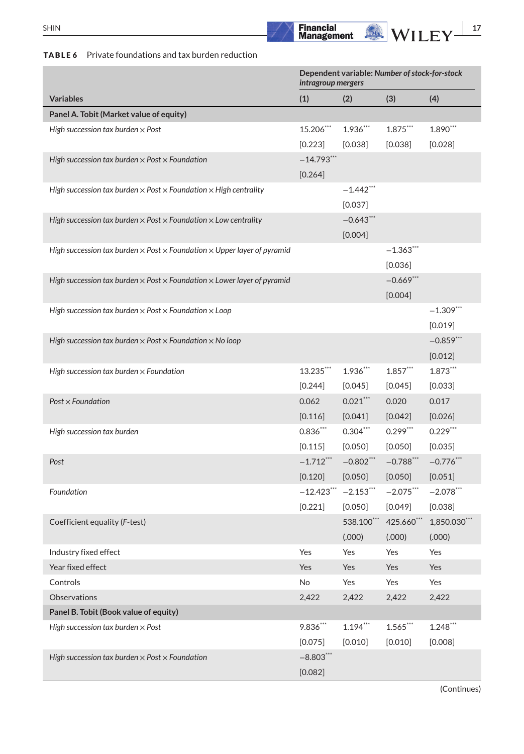**TABLE 6** Private foundations and tax burden reduction

| Variables | Dependent variable: *Number of stock-for-stock intragroup mergers* (1) | (2) | (3) | (4) |
|---|---|---|---|---|
| **Panel A. Tobit (Market value of equity)** | | | | |
| *High succession tax burden × Post* | 15.206*** | 1.936*** | 1.875*** | 1.890*** |
| | [0.223] | [0.038] | [0.038] | [0.028] |
| *High succession tax burden × Post × Foundation* | −14.793*** | | | |
| | [0.264] | | | |
| *High succession tax burden × Post × Foundation × High centrality* | | −1.442*** | | |
| | | [0.037] | | |
| *High succession tax burden × Post × Foundation × Low centrality* | | −0.643*** | | |
| | | [0.004] | | |
| *High succession tax burden × Post × Foundation × Upper layer of pyramid* | | | −1.363*** | |
| | | | [0.036] | |
| *High succession tax burden × Post × Foundation × Lower layer of pyramid* | | | −0.669*** | |
| | | | [0.004] | |
| *High succession tax burden × Post × Foundation × Loop* | | | | −1.309*** |
| | | | | [0.019] |
| *High succession tax burden × Post × Foundation × No loop* | | | | −0.859*** |
| | | | | [0.012] |
| *High succession tax burden × Foundation* | 13.235*** | 1.936*** | 1.857*** | 1.873*** |
| | [0.244] | [0.045] | [0.045] | [0.033] |
| *Post × Foundation* | 0.062 | 0.021*** | 0.020 | 0.017 |
| | [0.116] | [0.041] | [0.042] | [0.026] |
| *High succession tax burden* | 0.836*** | 0.304*** | 0.299*** | 0.229*** |
| | [0.115] | [0.050] | [0.050] | [0.035] |
| *Post* | −1.712*** | −0.802*** | −0.788*** | −0.776*** |
| | [0.120] | [0.050] | [0.050] | [0.051] |
| *Foundation* | −12.423*** | −2.153*** | −2.075*** | −2.078*** |
| | [0.221] | [0.050] | [0.049] | [0.038] |
| Coefficient equality (*F*-test) | | 538.100*** | 425.660*** | 1,850.030*** |
| | | (.000) | (.000) | (.000) |
| Industry fixed effect | Yes | Yes | Yes | Yes |
| Year fixed effect | Yes | Yes | Yes | Yes |
| Controls | No | Yes | Yes | Yes |
| Observations | 2,422 | 2,422 | 2,422 | 2,422 |
| **Panel B. Tobit (Book value of equity)** | | | | |
| *High succession tax burden × Post* | 9.836*** | 1.194*** | 1.565*** | 1.248*** |
| | [0.075] | [0.010] | [0.010] | [0.008] |
| *High succession tax burden × Post × Foundation* | −8.803*** | | | |
| | [0.082] | | | |

(Continues)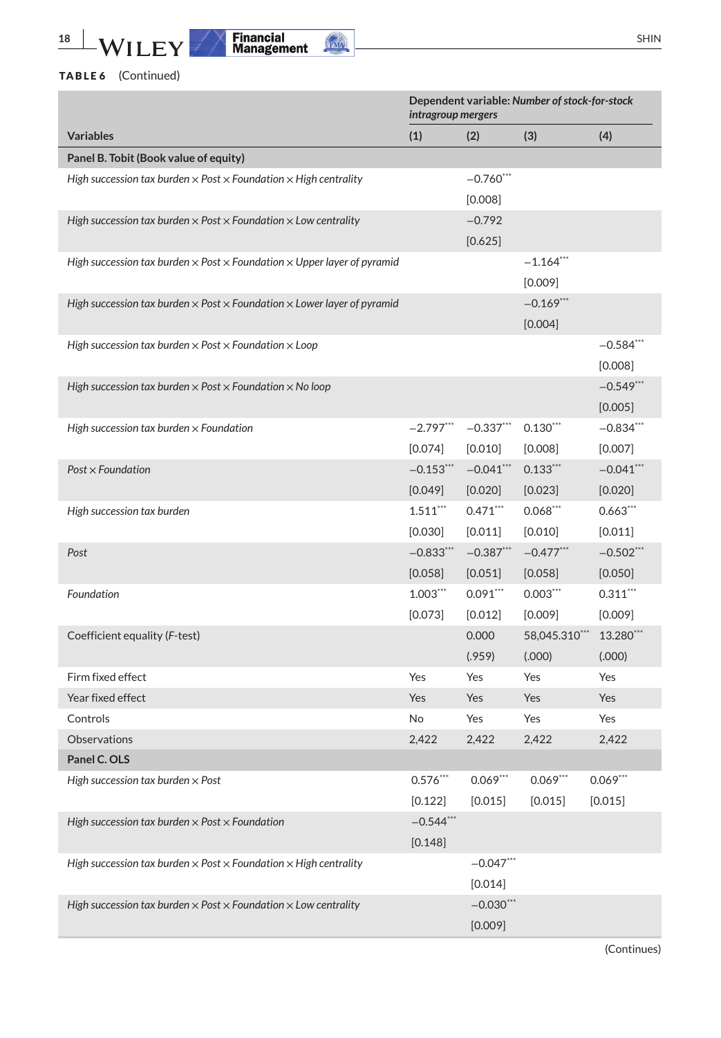**TABLE 6** (Continued)

| | Dependent variable: *Number of stock-for-stock intragroup mergers* | | | |
|---|---|---|---|---|
| Variables | (1) | (2) | (3) | (4) |
| **Panel B. Tobit (Book value of equity)** | | | | |
| *High succession tax burden × Post × Foundation × High centrality* | | −0.760*** | | |
| | | [0.008] | | |
| *High succession tax burden × Post × Foundation × Low centrality* | | −0.792 | | |
| | | [0.625] | | |
| *High succession tax burden × Post × Foundation × Upper layer of pyramid* | | | −1.164*** | |
| | | | [0.009] | |
| *High succession tax burden × Post × Foundation × Lower layer of pyramid* | | | −0.169*** | |
| | | | [0.004] | |
| *High succession tax burden × Post × Foundation × Loop* | | | | −0.584*** |
| | | | | [0.008] |
| *High succession tax burden × Post × Foundation × No loop* | | | | −0.549*** |
| | | | | [0.005] |
| *High succession tax burden × Foundation* | −2.797*** | −0.337*** | 0.130*** | −0.834*** |
| | [0.074] | [0.010] | [0.008] | [0.007] |
| *Post × Foundation* | −0.153*** | −0.041*** | 0.133*** | −0.041*** |
| | [0.049] | [0.020] | [0.023] | [0.020] |
| *High succession tax burden* | 1.511*** | 0.471*** | 0.068*** | 0.663*** |
| | [0.030] | [0.011] | [0.010] | [0.011] |
| *Post* | −0.833*** | −0.387*** | −0.477*** | −0.502*** |
| | [0.058] | [0.051] | [0.058] | [0.050] |
| *Foundation* | 1.003*** | 0.091*** | 0.003*** | 0.311*** |
| | [0.073] | [0.012] | [0.009] | [0.009] |
| Coefficient equality (F-test) | | 0.000 | 58,045.310*** | 13.280*** |
| | | (.959) | (.000) | (.000) |
| Firm fixed effect | Yes | Yes | Yes | Yes |
| Year fixed effect | Yes | Yes | Yes | Yes |
| Controls | No | Yes | Yes | Yes |
| Observations | 2,422 | 2,422 | 2,422 | 2,422 |
| **Panel C. OLS** | | | | |
| *High succession tax burden × Post* | 0.576*** | 0.069*** | 0.069*** | 0.069*** |
| | [0.122] | [0.015] | [0.015] | [0.015] |
| *High succession tax burden × Post × Foundation* | −0.544*** | | | |
| | [0.148] | | | |
| *High succession tax burden × Post × Foundation × High centrality* | | −0.047*** | | |
| | | [0.014] | | |
| *High succession tax burden × Post × Foundation × Low centrality* | | −0.030*** | | |
| | | [0.009] | | |

(Continues)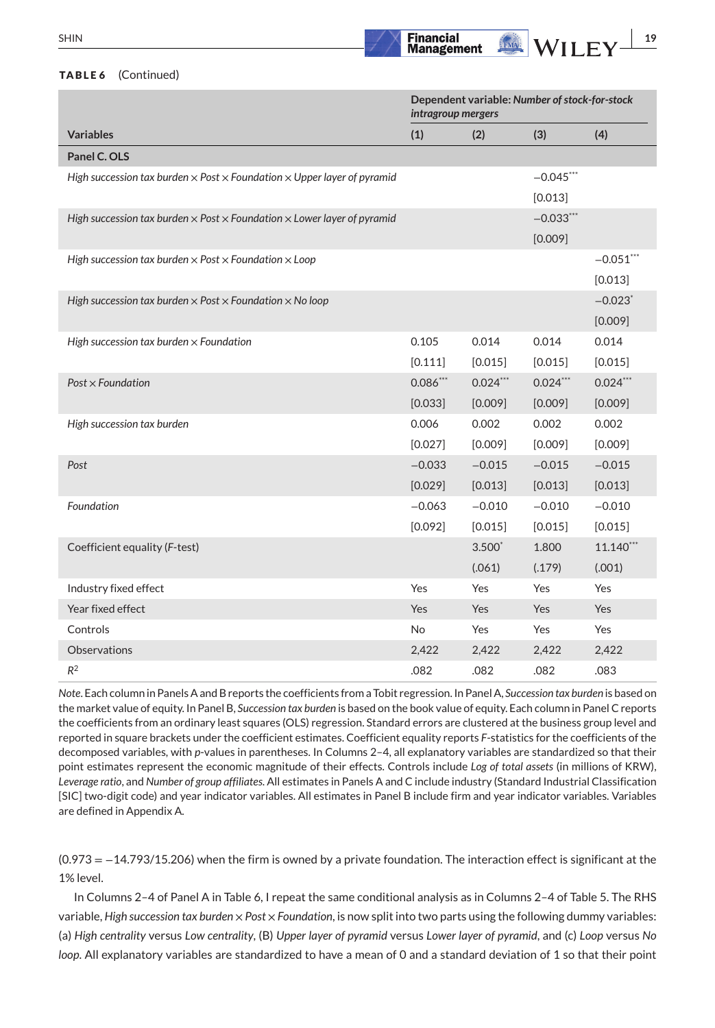**TABLE 6** (Continued)

| Variables | Dependent variable: *Number of stock-for-stock intragroup mergers* | | | |
|---|---|---|---|---|
| | (1) | (2) | (3) | (4) |
| **Panel C. OLS** | | | | |
| *High succession tax burden × Post × Foundation × Upper layer of pyramid* | | | −0.045*** | |
| | | | [0.013] | |
| *High succession tax burden × Post × Foundation × Lower layer of pyramid* | | | −0.033*** | |
| | | | [0.009] | |
| *High succession tax burden × Post × Foundation × Loop* | | | | −0.051*** |
| | | | | [0.013] |
| *High succession tax burden × Post × Foundation × No loop* | | | | −0.023* |
| | | | | [0.009] |
| *High succession tax burden × Foundation* | 0.105 | 0.014 | 0.014 | 0.014 |
| | [0.111] | [0.015] | [0.015] | [0.015] |
| *Post × Foundation* | 0.086*** | 0.024*** | 0.024*** | 0.024*** |
| | [0.033] | [0.009] | [0.009] | [0.009] |
| *High succession tax burden* | 0.006 | 0.002 | 0.002 | 0.002 |
| | [0.027] | [0.009] | [0.009] | [0.009] |
| *Post* | −0.033 | −0.015 | −0.015 | −0.015 |
| | [0.029] | [0.013] | [0.013] | [0.013] |
| *Foundation* | −0.063 | −0.010 | −0.010 | −0.010 |
| | [0.092] | [0.015] | [0.015] | [0.015] |
| Coefficient equality (*F*-test) | | 3.500* | 1.800 | 11.140*** |
| | | (.061) | (.179) | (.001) |
| Industry fixed effect | Yes | Yes | Yes | Yes |
| Year fixed effect | Yes | Yes | Yes | Yes |
| Controls | No | Yes | Yes | Yes |
| Observations | 2,422 | 2,422 | 2,422 | 2,422 |
| $R^2$ | .082 | .082 | .082 | .083 |

*Note*. Each column in Panels A and B reports the coefficients from a Tobit regression. In Panel A, *Succession tax burden* is based on the market value of equity. In Panel B, *Succession tax burden* is based on the book value of equity. Each column in Panel C reports the coefficients from an ordinary least squares (OLS) regression. Standard errors are clustered at the business group level and reported in square brackets under the coefficient estimates. Coefficient equality reports *F*-statistics for the coefficients of the decomposed variables, with *p*-values in parentheses. In Columns 2–4, all explanatory variables are standardized so that their point estimates represent the economic magnitude of their effects. Controls include *Log of total assets* (in millions of KRW), *Leverage ratio*, and *Number of group affiliates.* All estimates in Panels A and C include industry (Standard Industrial Classification [SIC] two-digit code) and year indicator variables. All estimates in Panel B include firm and year indicator variables. Variables are defined in Appendix A.

(0.973 = −14.793/15.206) when the firm is owned by a private foundation. The interaction effect is significant at the 1% level.

In Columns 2–4 of Panel A in Table 6, I repeat the same conditional analysis as in Columns 2–4 of Table 5. The RHS variable, *High succession tax burden × Post × Foundation*, is now split into two parts using the following dummy variables: (a) *High centrality* versus *Low centrality*, (B) *Upper layer of pyramid* versus *Lower layer of pyramid*, and (c) *Loop* versus *No loop*. All explanatory variables are standardized to have a mean of 0 and a standard deviation of 1 so that their point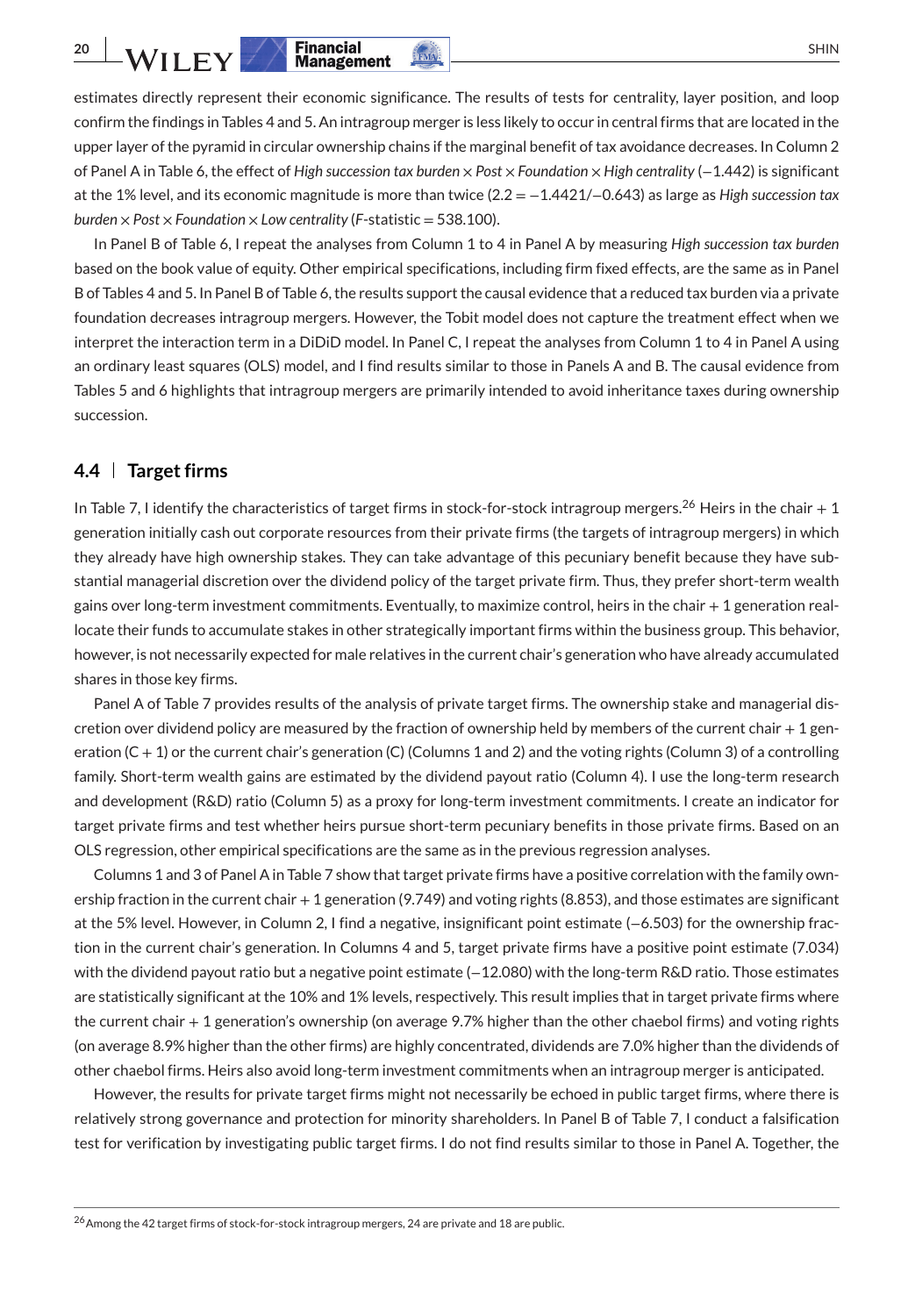estimates directly represent their economic significance. The results of tests for centrality, layer position, and loop confirm the findings in Tables 4 and 5. An intragroup merger is less likely to occur in central firms that are located in the upper layer of the pyramid in circular ownership chains if the marginal benefit of tax avoidance decreases. In Column 2 of Panel A in Table 6, the effect of *High succession tax burden* × *Post* × *Foundation* × *High centrality* (−1.442) is significant at the 1% level, and its economic magnitude is more than twice (2.2 = −1.4421/−0.643) as large as *High succession tax burden* × *Post* × *Foundation* × *Low centrality* (*F*-statistic = 538.100).

In Panel B of Table 6, I repeat the analyses from Column 1 to 4 in Panel A by measuring *High succession tax burden* based on the book value of equity. Other empirical specifications, including firm fixed effects, are the same as in Panel B of Tables 4 and 5. In Panel B of Table 6, the results support the causal evidence that a reduced tax burden via a private foundation decreases intragroup mergers. However, the Tobit model does not capture the treatment effect when we interpret the interaction term in a DiDiD model. In Panel C, I repeat the analyses from Column 1 to 4 in Panel A using an ordinary least squares (OLS) model, and I find results similar to those in Panels A and B. The causal evidence from Tables 5 and 6 highlights that intragroup mergers are primarily intended to avoid inheritance taxes during ownership succession.

## 4.4 | Target firms

In Table 7, I identify the characteristics of target firms in stock-for-stock intragroup mergers.[26] Heirs in the chair + 1 generation initially cash out corporate resources from their private firms (the targets of intragroup mergers) in which they already have high ownership stakes. They can take advantage of this pecuniary benefit because they have substantial managerial discretion over the dividend policy of the target private firm. Thus, they prefer short-term wealth gains over long-term investment commitments. Eventually, to maximize control, heirs in the chair + 1 generation reallocate their funds to accumulate stakes in other strategically important firms within the business group. This behavior, however, is not necessarily expected for male relatives in the current chair's generation who have already accumulated shares in those key firms.

Panel A of Table 7 provides results of the analysis of private target firms. The ownership stake and managerial discretion over dividend policy are measured by the fraction of ownership held by members of the current chair + 1 generation (C + 1) or the current chair's generation (C) (Columns 1 and 2) and the voting rights (Column 3) of a controlling family. Short-term wealth gains are estimated by the dividend payout ratio (Column 4). I use the long-term research and development (R&D) ratio (Column 5) as a proxy for long-term investment commitments. I create an indicator for target private firms and test whether heirs pursue short-term pecuniary benefits in those private firms. Based on an OLS regression, other empirical specifications are the same as in the previous regression analyses.

Columns 1 and 3 of Panel A in Table 7 show that target private firms have a positive correlation with the family ownership fraction in the current chair + 1 generation (9.749) and voting rights (8.853), and those estimates are significant at the 5% level. However, in Column 2, I find a negative, insignificant point estimate (−6.503) for the ownership fraction in the current chair's generation. In Columns 4 and 5, target private firms have a positive point estimate (7.034) with the dividend payout ratio but a negative point estimate (−12.080) with the long-term R&D ratio. Those estimates are statistically significant at the 10% and 1% levels, respectively. This result implies that in target private firms where the current chair + 1 generation's ownership (on average 9.7% higher than the other chaebol firms) and voting rights (on average 8.9% higher than the other firms) are highly concentrated, dividends are 7.0% higher than the dividends of other chaebol firms. Heirs also avoid long-term investment commitments when an intragroup merger is anticipated.

However, the results for private target firms might not necessarily be echoed in public target firms, where there is relatively strong governance and protection for minority shareholders. In Panel B of Table 7, I conduct a falsification test for verification by investigating public target firms. I do not find results similar to those in Panel A. Together, the

[26] Among the 42 target firms of stock-for-stock intragroup mergers, 24 are private and 18 are public.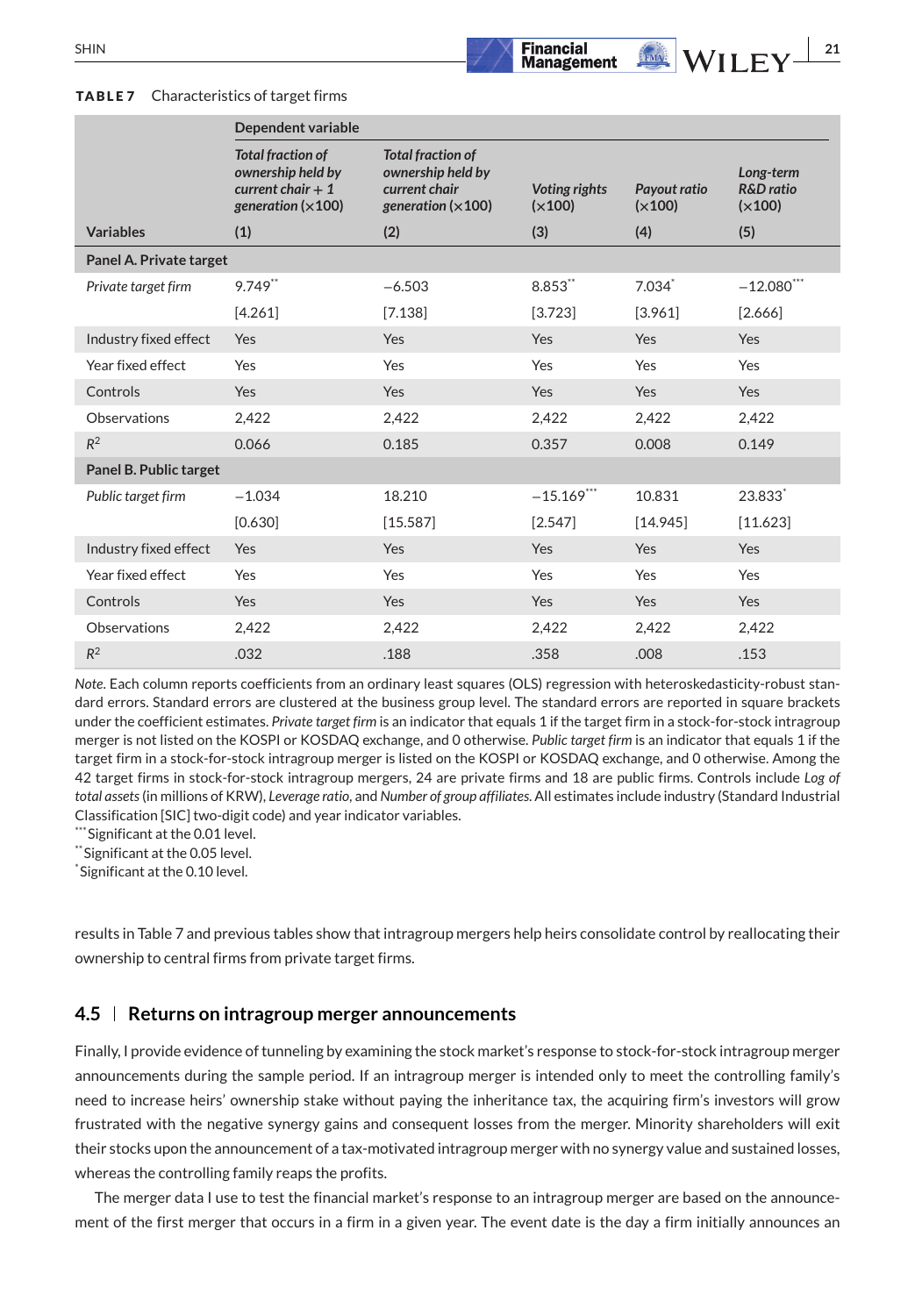**TABLE 7** Characteristics of target firms

| | Dependent variable | | | | |
|---|---|---|---|---|---|
| | *Total fraction of ownership held by current chair + 1 generation* (×100) | *Total fraction of ownership held by current chair generation* (×100) | *Voting rights* (×100) | *Payout ratio* (×100) | *Long-term R&D ratio* (×100) |
| **Variables** | **(1)** | **(2)** | **(3)** | **(4)** | **(5)** |
| **Panel A. Private target** | | | | | |
| *Private target firm* | 9.749** | −6.503 | 8.853** | 7.034* | −12.080*** |
| | [4.261] | [7.138] | [3.723] | [3.961] | [2.666] |
| Industry fixed effect | Yes | Yes | Yes | Yes | Yes |
| Year fixed effect | Yes | Yes | Yes | Yes | Yes |
| Controls | Yes | Yes | Yes | Yes | Yes |
| Observations | 2,422 | 2,422 | 2,422 | 2,422 | 2,422 |
| $R^2$ | 0.066 | 0.185 | 0.357 | 0.008 | 0.149 |
| **Panel B. Public target** | | | | | |
| *Public target firm* | −1.034 | 18.210 | −15.169*** | 10.831 | 23.833* |
| | [0.630] | [15.587] | [2.547] | [14.945] | [11.623] |
| Industry fixed effect | Yes | Yes | Yes | Yes | Yes |
| Year fixed effect | Yes | Yes | Yes | Yes | Yes |
| Controls | Yes | Yes | Yes | Yes | Yes |
| Observations | 2,422 | 2,422 | 2,422 | 2,422 | 2,422 |
| $R^2$ | .032 | .188 | .358 | .008 | .153 |

*Note*. Each column reports coefficients from an ordinary least squares (OLS) regression with heteroskedasticity-robust standard errors. Standard errors are clustered at the business group level. The standard errors are reported in square brackets under the coefficient estimates. *Private target firm* is an indicator that equals 1 if the target firm in a stock-for-stock intragroup merger is not listed on the KOSPI or KOSDAQ exchange, and 0 otherwise. *Public target firm* is an indicator that equals 1 if the target firm in a stock-for-stock intragroup merger is listed on the KOSPI or KOSDAQ exchange, and 0 otherwise. Among the 42 target firms in stock-for-stock intragroup mergers, 24 are private firms and 18 are public firms. Controls include *Log of total assets* (in millions of KRW), *Leverage ratio*, and *Number of group affiliates*. All estimates include industry (Standard Industrial Classification [SIC] two-digit code) and year indicator variables.

***Significant at the 0.01 level.

**Significant at the 0.05 level.

*Significant at the 0.10 level.

results in Table 7 and previous tables show that intragroup mergers help heirs consolidate control by reallocating their ownership to central firms from private target firms.

## 4.5 | Returns on intragroup merger announcements

Finally, I provide evidence of tunneling by examining the stock market's response to stock-for-stock intragroup merger announcements during the sample period. If an intragroup merger is intended only to meet the controlling family's need to increase heirs' ownership stake without paying the inheritance tax, the acquiring firm's investors will grow frustrated with the negative synergy gains and consequent losses from the merger. Minority shareholders will exit their stocks upon the announcement of a tax-motivated intragroup merger with no synergy value and sustained losses, whereas the controlling family reaps the profits.

The merger data I use to test the financial market's response to an intragroup merger are based on the announcement of the first merger that occurs in a firm in a given year. The event date is the day a firm initially announces an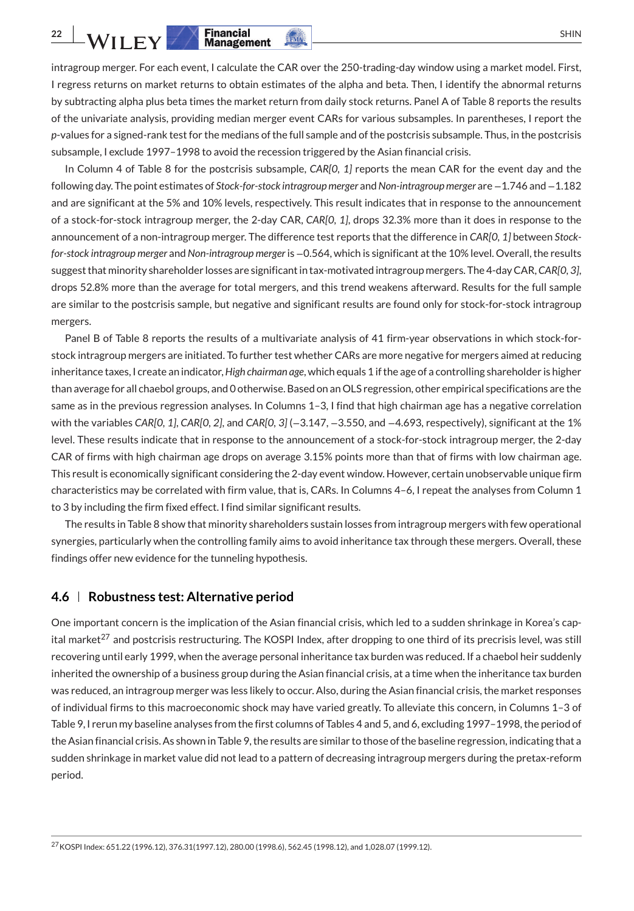intragroup merger. For each event, I calculate the CAR over the 250-trading-day window using a market model. First, I regress returns on market returns to obtain estimates of the alpha and beta. Then, I identify the abnormal returns by subtracting alpha plus beta times the market return from daily stock returns. Panel A of Table 8 reports the results of the univariate analysis, providing median merger event CARs for various subsamples. In parentheses, I report the *p*-values for a signed-rank test for the medians of the full sample and of the postcrisis subsample. Thus, in the postcrisis subsample, I exclude 1997–1998 to avoid the recession triggered by the Asian financial crisis.

In Column 4 of Table 8 for the postcrisis subsample, *CAR[0, 1]* reports the mean CAR for the event day and the following day. The point estimates of *Stock-for-stock intragroup merger* and *Non-intragroup merger* are −1.746 and −1.182 and are significant at the 5% and 10% levels, respectively. This result indicates that in response to the announcement of a stock-for-stock intragroup merger, the 2-day CAR, *CAR[0, 1]*, drops 32.3% more than it does in response to the announcement of a non-intragroup merger. The difference test reports that the difference in *CAR[0, 1]* between *Stock-for-stock intragroup merger* and *Non-intragroup merger* is −0.564, which is significant at the 10% level. Overall, the results suggest that minority shareholder losses are significant in tax-motivated intragroup mergers. The 4-day CAR, *CAR[0, 3]*, drops 52.8% more than the average for total mergers, and this trend weakens afterward. Results for the full sample are similar to the postcrisis sample, but negative and significant results are found only for stock-for-stock intragroup mergers.

Panel B of Table 8 reports the results of a multivariate analysis of 41 firm-year observations in which stock-for-stock intragroup mergers are initiated. To further test whether CARs are more negative for mergers aimed at reducing inheritance taxes, I create an indicator, *High chairman age*, which equals 1 if the age of a controlling shareholder is higher than average for all chaebol groups, and 0 otherwise. Based on an OLS regression, other empirical specifications are the same as in the previous regression analyses. In Columns 1–3, I find that high chairman age has a negative correlation with the variables *CAR[0, 1]*, *CAR[0, 2]*, and *CAR[0, 3]* (−3.147, −3.550, and −4.693, respectively), significant at the 1% level. These results indicate that in response to the announcement of a stock-for-stock intragroup merger, the 2-day CAR of firms with high chairman age drops on average 3.15% points more than that of firms with low chairman age. This result is economically significant considering the 2-day event window. However, certain unobservable unique firm characteristics may be correlated with firm value, that is, CARs. In Columns 4–6, I repeat the analyses from Column 1 to 3 by including the firm fixed effect. I find similar significant results.

The results in Table 8 show that minority shareholders sustain losses from intragroup mergers with few operational synergies, particularly when the controlling family aims to avoid inheritance tax through these mergers. Overall, these findings offer new evidence for the tunneling hypothesis.

### 4.6 Robustness test: Alternative period

One important concern is the implication of the Asian financial crisis, which led to a sudden shrinkage in Korea's capital market[27] and postcrisis restructuring. The KOSPI Index, after dropping to one third of its precrisis level, was still recovering until early 1999, when the average personal inheritance tax burden was reduced. If a chaebol heir suddenly inherited the ownership of a business group during the Asian financial crisis, at a time when the inheritance tax burden was reduced, an intragroup merger was less likely to occur. Also, during the Asian financial crisis, the market responses of individual firms to this macroeconomic shock may have varied greatly. To alleviate this concern, in Columns 1–3 of Table 9, I rerun my baseline analyses from the first columns of Tables 4 and 5, and 6, excluding 1997–1998, the period of the Asian financial crisis. As shown in Table 9, the results are similar to those of the baseline regression, indicating that a sudden shrinkage in market value did not lead to a pattern of decreasing intragroup mergers during the pretax-reform period.

---

[27] KOSPI Index: 651.22 (1996.12), 376.31(1997.12), 280.00 (1998.6), 562.45 (1998.12), and 1,028.07 (1999.12).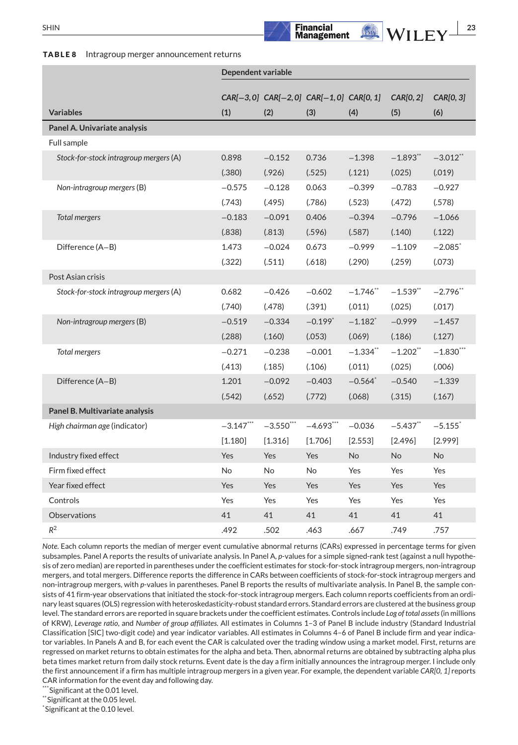**TABLE 8** Intragroup merger announcement returns

| Variables | Dependent variable | | | | | |
|---|---|---|---|---|---|---|
| | *CAR[−3, 0]* (1) | *CAR[−2, 0]* (2) | *CAR[−1, 0]* (3) | *CAR[0, 1]* (4) | *CAR[0, 2]* (5) | *CAR[0, 3]* (6) |
| **Panel A. Univariate analysis** | | | | | | |
| Full sample | | | | | | |
| *Stock-for-stock intragroup mergers* (A) | 0.898 | −0.152 | 0.736 | −1.398 | −1.893** | −3.012** |
| | (.380) | (.926) | (.525) | (.121) | (.025) | (.019) |
| *Non-intragroup mergers* (B) | −0.575 | −0.128 | 0.063 | −0.399 | −0.783 | −0.927 |
| | (.743) | (.495) | (.786) | (.523) | (.472) | (.578) |
| *Total mergers* | −0.183 | −0.091 | 0.406 | −0.394 | −0.796 | −1.066 |
| | (.838) | (.813) | (.596) | (.587) | (.140) | (.122) |
| Difference (A−B) | 1.473 | −0.024 | 0.673 | −0.999 | −1.109 | −2.085* |
| | (.322) | (.511) | (.618) | (.290) | (.259) | (.073) |
| Post Asian crisis | | | | | | |
| *Stock-for-stock intragroup mergers* (A) | 0.682 | −0.426 | −0.602 | −1.746** | −1.539** | −2.796** |
| | (.740) | (.478) | (.391) | (.011) | (.025) | (.017) |
| *Non-intragroup mergers* (B) | −0.519 | −0.334 | −0.199* | −1.182* | −0.999 | −1.457 |
| | (.288) | (.160) | (.053) | (.069) | (.186) | (.127) |
| *Total mergers* | −0.271 | −0.238 | −0.001 | −1.334** | −1.202** | −1.830*** |
| | (.413) | (.185) | (.106) | (.011) | (.025) | (.006) |
| Difference (A−B) | 1.201 | −0.092 | −0.403 | −0.564* | −0.540 | −1.339 |
| | (.542) | (.652) | (.772) | (.068) | (.315) | (.167) |
| **Panel B. Multivariate analysis** | | | | | | |
| *High chairman age* (indicator) | −3.147*** | −3.550*** | −4.693*** | −0.036 | −5.437** | −5.155* |
| | [1.180] | [1.316] | [1.706] | [2.553] | [2.496] | [2.999] |
| Industry fixed effect | Yes | Yes | Yes | No | No | No |
| Firm fixed effect | No | No | No | Yes | Yes | Yes |
| Year fixed effect | Yes | Yes | Yes | Yes | Yes | Yes |
| Controls | Yes | Yes | Yes | Yes | Yes | Yes |
| Observations | 41 | 41 | 41 | 41 | 41 | 41 |
| $R^2$ | .492 | .502 | .463 | .667 | .749 | .757 |

*Note.* Each column reports the median of merger event cumulative abnormal returns (CARs) expressed in percentage terms for given subsamples. Panel A reports the results of univariate analysis. In Panel A, *p*-values for a simple signed-rank test (against a null hypothesis of zero median) are reported in parentheses under the coefficient estimates for stock-for-stock intragroup mergers, non-intragroup mergers, and total mergers. Difference reports the difference in CARs between coefficients of stock-for-stock intragroup mergers and non-intragroup mergers, with *p*-values in parentheses. Panel B reports the results of multivariate analysis. In Panel B, the sample consists of 41 firm-year observations that initiated the stock-for-stock intragroup mergers. Each column reports coefficients from an ordinary least squares (OLS) regression with heteroskedasticity-robust standard errors. Standard errors are clustered at the business group level. The standard errors are reported in square brackets under the coefficient estimates. Controls include *Log of total assets* (in millions of KRW), *Leverage ratio*, and *Number of group affiliates*. All estimates in Columns 1–3 of Panel B include industry (Standard Industrial Classification [SIC] two-digit code) and year indicator variables. All estimates in Columns 4–6 of Panel B include firm and year indicator variables. In Panels A and B, for each event the CAR is calculated over the trading window using a market model. First, returns are regressed on market returns to obtain estimates for the alpha and beta. Then, abnormal returns are obtained by subtracting alpha plus beta times market return from daily stock returns. Event date is the day a firm initially announces the intragroup merger. I include only the first announcement if a firm has multiple intragroup mergers in a given year. For example, the dependent variable *CAR[0, 1]* reports CAR information for the event day and following day.

***Significant at the 0.01 level.

**Significant at the 0.05 level.

*Significant at the 0.10 level.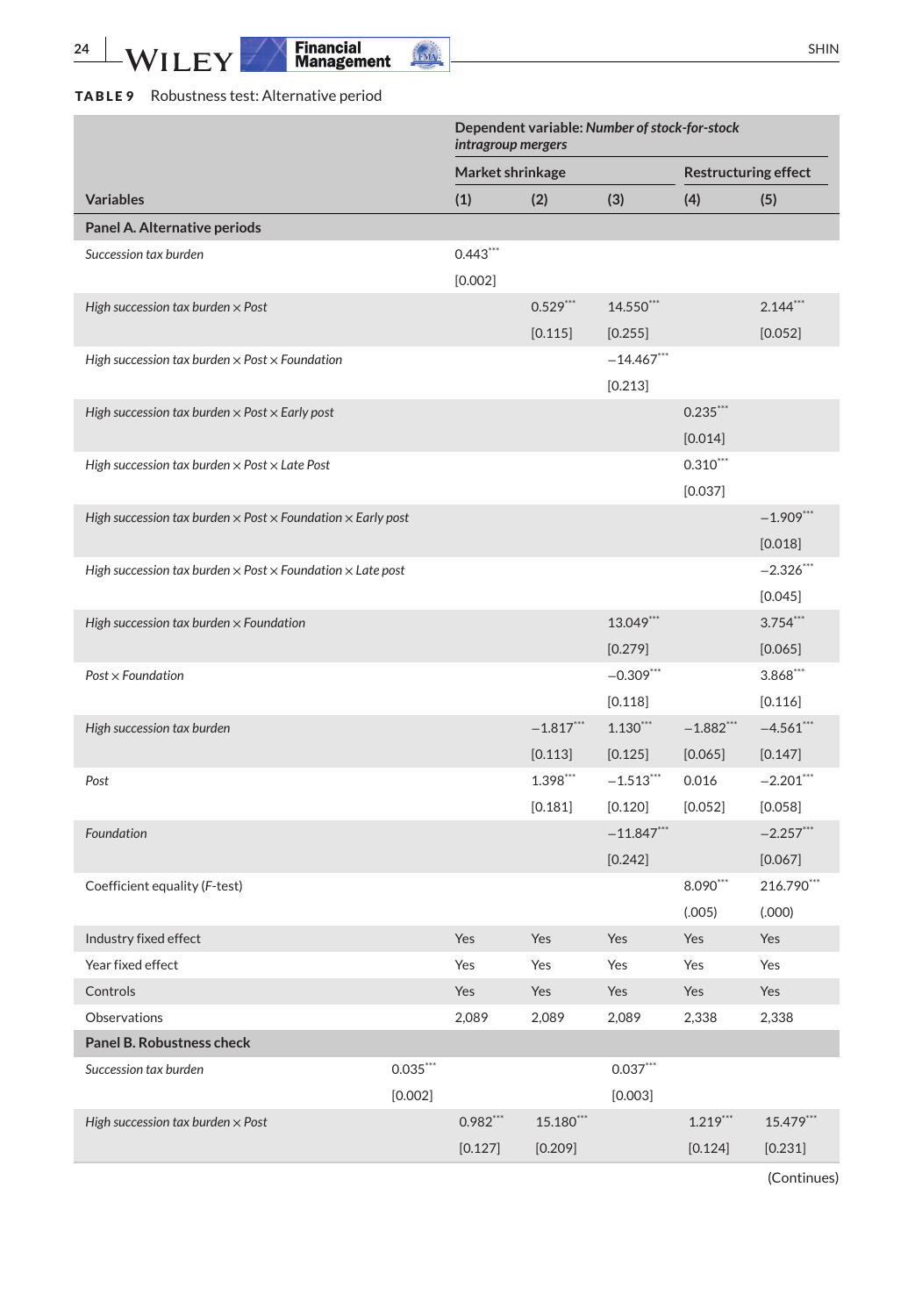**TABLE 9** Robustness test: Alternative period

| Variables | | Dependent variable: *Number of stock-for-stock intragroup mergers* | | | | |
|---|---|---|---|---|---|---|
| | | Market shrinkage | | | Restructuring effect | |
| | | (1) | (2) | (3) | (4) | (5) |
| **Panel A. Alternative periods** | | | | | | |
| *Succession tax burden* | | 0.443*** | | | | |
| | | [0.002] | | | | |
| *High succession tax burden × Post* | | | 0.529*** | 14.550*** | | 2.144*** |
| | | | [0.115] | [0.255] | | [0.052] |
| *High succession tax burden × Post × Foundation* | | | | −14.467*** | | |
| | | | | [0.213] | | |
| *High succession tax burden × Post × Early post* | | | | | 0.235*** | |
| | | | | | [0.014] | |
| *High succession tax burden × Post × Late Post* | | | | | 0.310*** | |
| | | | | | [0.037] | |
| *High succession tax burden × Post × Foundation × Early post* | | | | | | −1.909*** |
| | | | | | | [0.018] |
| *High succession tax burden × Post × Foundation × Late post* | | | | | | −2.326*** |
| | | | | | | [0.045] |
| *High succession tax burden × Foundation* | | | | 13.049*** | | 3.754*** |
| | | | | [0.279] | | [0.065] |
| *Post × Foundation* | | | | −0.309*** | | 3.868*** |
| | | | | [0.118] | | [0.116] |
| *High succession tax burden* | | | −1.817*** | 1.130*** | −1.882*** | −4.561*** |
| | | | [0.113] | [0.125] | [0.065] | [0.147] |
| *Post* | | | 1.398*** | −1.513*** | 0.016 | −2.201*** |
| | | | [0.181] | [0.120] | [0.052] | [0.058] |
| *Foundation* | | | | −11.847*** | | −2.257*** |
| | | | | [0.242] | | [0.067] |
| Coefficient equality (*F*-test) | | | | | 8.090*** | 216.790*** |
| | | | | | (.005) | (.000) |
| Industry fixed effect | | Yes | Yes | Yes | Yes | Yes |
| Year fixed effect | | Yes | Yes | Yes | Yes | Yes |
| Controls | | Yes | Yes | Yes | Yes | Yes |
| Observations | | 2,089 | 2,089 | 2,089 | 2,338 | 2,338 |
| **Panel B. Robustness check** | | | | | | |
| *Succession tax burden* | 0.035*** | | | 0.037*** | | |
| | [0.002] | | | [0.003] | | |
| *High succession tax burden × Post* | | 0.982*** | 15.180*** | | 1.219*** | 15.479*** |
| | | [0.127] | [0.209] | | [0.124] | [0.231] |

(Continues)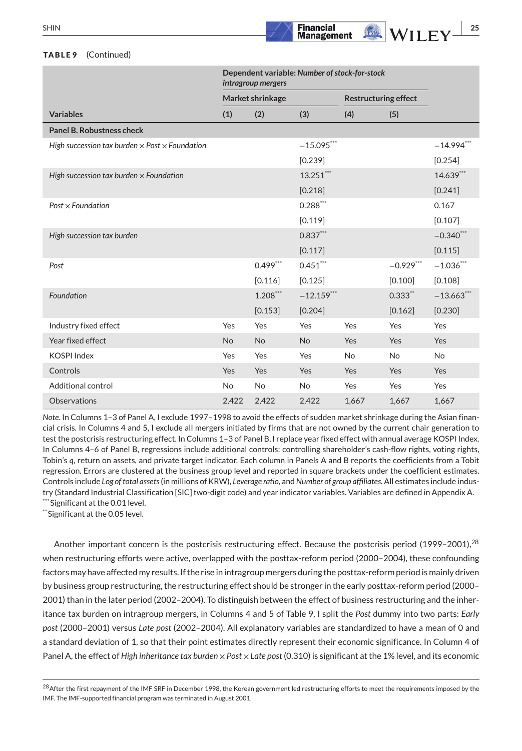**TABLE 9** (Continued)

| | Dependent variable: *Number of stock-for-stock intragroup mergers* | | | | | |
|---|---|---|---|---|---|---|
| | Market shrinkage | | | Restructuring effect | | |
| **Variables** | **(1)** | **(2)** | **(3)** | **(4)** | **(5)** | |
| **Panel B. Robustness check** | | | | | | |
| *High succession tax burden × Post × Foundation* | | | −15.095*** | | | −14.994*** |
| | | | [0.239] | | | [0.254] |
| *High succession tax burden × Foundation* | | | 13.251*** | | | 14.639*** |
| | | | [0.218] | | | [0.241] |
| *Post × Foundation* | | | 0.288*** | | | 0.167 |
| | | | [0.119] | | | [0.107] |
| *High succession tax burden* | | | 0.837*** | | | −0.340*** |
| | | | [0.117] | | | [0.115] |
| *Post* | | 0.499*** | 0.451*** | | −0.929*** | −1.036*** |
| | | [0.116] | [0.125] | | [0.100] | [0.108] |
| *Foundation* | | 1.208*** | −12.159*** | | 0.333** | −13.663*** |
| | | [0.153] | [0.204] | | [0.162] | [0.230] |
| Industry fixed effect | Yes | Yes | Yes | Yes | Yes | Yes |
| Year fixed effect | No | No | No | Yes | Yes | Yes |
| KOSPI Index | Yes | Yes | Yes | No | No | No |
| Controls | Yes | Yes | Yes | Yes | Yes | Yes |
| Additional control | No | No | No | Yes | Yes | Yes |
| Observations | 2,422 | 2,422 | 2,422 | 1,667 | 1,667 | 1,667 |

*Note*. In Columns 1–3 of Panel A, I exclude 1997–1998 to avoid the effects of sudden market shrinkage during the Asian financial crisis. In Columns 4 and 5, I exclude all mergers initiated by firms that are not owned by the current chair generation to test the postcrisis restructuring effect. In Columns 1–3 of Panel B, I replace year fixed effect with annual average KOSPI Index. In Columns 4–6 of Panel B, regressions include additional controls: controlling shareholder's cash-flow rights, voting rights, Tobin's *q*, return on assets, and private target indicator. Each column in Panels A and B reports the coefficients from a Tobit regression. Errors are clustered at the business group level and reported in square brackets under the coefficient estimates. Controls include *Log of total assets* (in millions of KRW), *Leverage ratio*, and *Number of group affiliates*. All estimates include industry (Standard Industrial Classification [SIC] two-digit code) and year indicator variables. Variables are defined in Appendix A.
***Significant at the 0.01 level.
**Significant at the 0.05 level.

Another important concern is the postcrisis restructuring effect. Because the postcrisis period (1999–2001),[28] when restructuring efforts were active, overlapped with the posttax-reform period (2000–2004), these confounding factors may have affected my results. If the rise in intragroup mergers during the posttax-reform period is mainly driven by business group restructuring, the restructuring effect should be stronger in the early posttax-reform period (2000–2001) than in the later period (2002–2004). To distinguish between the effect of business restructuring and the inheritance tax burden on intragroup mergers, in Columns 4 and 5 of Table 9, I split the *Post* dummy into two parts: *Early post* (2000–2001) versus *Late post* (2002–2004). All explanatory variables are standardized to have a mean of 0 and a standard deviation of 1, so that their point estimates directly represent their economic significance. In Column 4 of Panel A, the effect of *High inheritance tax burden × Post × Late post* (0.310) is significant at the 1% level, and its economic

[28] After the first repayment of the IMF SRF in December 1998, the Korean government led restructuring efforts to meet the requirements imposed by the IMF. The IMF-supported financial program was terminated in August 2001.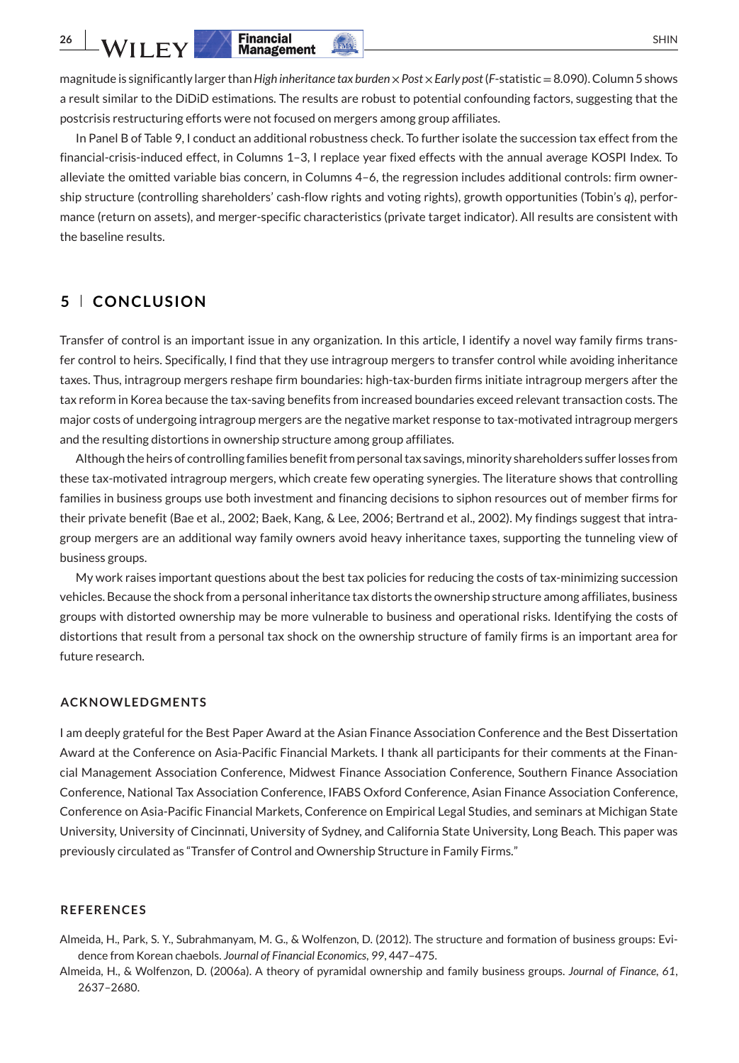magnitude is significantly larger than *High inheritance tax burden* × *Post* × *Early post* ($F$-statistic = 8.090). Column 5 shows a result similar to the DiDiD estimations. The results are robust to potential confounding factors, suggesting that the postcrisis restructuring efforts were not focused on mergers among group affiliates.

In Panel B of Table 9, I conduct an additional robustness check. To further isolate the succession tax effect from the financial-crisis-induced effect, in Columns 1–3, I replace year fixed effects with the annual average KOSPI Index. To alleviate the omitted variable bias concern, in Columns 4–6, the regression includes additional controls: firm ownership structure (controlling shareholders' cash-flow rights and voting rights), growth opportunities (Tobin's *q*), performance (return on assets), and merger-specific characteristics (private target indicator). All results are consistent with the baseline results.

## 5 | CONCLUSION

Transfer of control is an important issue in any organization. In this article, I identify a novel way family firms transfer control to heirs. Specifically, I find that they use intragroup mergers to transfer control while avoiding inheritance taxes. Thus, intragroup mergers reshape firm boundaries: high-tax-burden firms initiate intragroup mergers after the tax reform in Korea because the tax-saving benefits from increased boundaries exceed relevant transaction costs. The major costs of undergoing intragroup mergers are the negative market response to tax-motivated intragroup mergers and the resulting distortions in ownership structure among group affiliates.

Although the heirs of controlling families benefit from personal tax savings, minority shareholders suffer losses from these tax-motivated intragroup mergers, which create few operating synergies. The literature shows that controlling families in business groups use both investment and financing decisions to siphon resources out of member firms for their private benefit (Bae et al., 2002; Baek, Kang, & Lee, 2006; Bertrand et al., 2002). My findings suggest that intragroup mergers are an additional way family owners avoid heavy inheritance taxes, supporting the tunneling view of business groups.

My work raises important questions about the best tax policies for reducing the costs of tax-minimizing succession vehicles. Because the shock from a personal inheritance tax distorts the ownership structure among affiliates, business groups with distorted ownership may be more vulnerable to business and operational risks. Identifying the costs of distortions that result from a personal tax shock on the ownership structure of family firms is an important area for future research.

### ACKNOWLEDGMENTS

I am deeply grateful for the Best Paper Award at the Asian Finance Association Conference and the Best Dissertation Award at the Conference on Asia-Pacific Financial Markets. I thank all participants for their comments at the Financial Management Association Conference, Midwest Finance Association Conference, Southern Finance Association Conference, National Tax Association Conference, IFABS Oxford Conference, Asian Finance Association Conference, Conference on Asia-Pacific Financial Markets, Conference on Empirical Legal Studies, and seminars at Michigan State University, University of Cincinnati, University of Sydney, and California State University, Long Beach. This paper was previously circulated as "Transfer of Control and Ownership Structure in Family Firms."

### REFERENCES

Almeida, H., Park, S. Y., Subrahmanyam, M. G., & Wolfenzon, D. (2012). The structure and formation of business groups: Evidence from Korean chaebols. *Journal of Financial Economics*, *99*, 447–475.

Almeida, H., & Wolfenzon, D. (2006a). A theory of pyramidal ownership and family business groups. *Journal of Finance*, *61*, 2637–2680.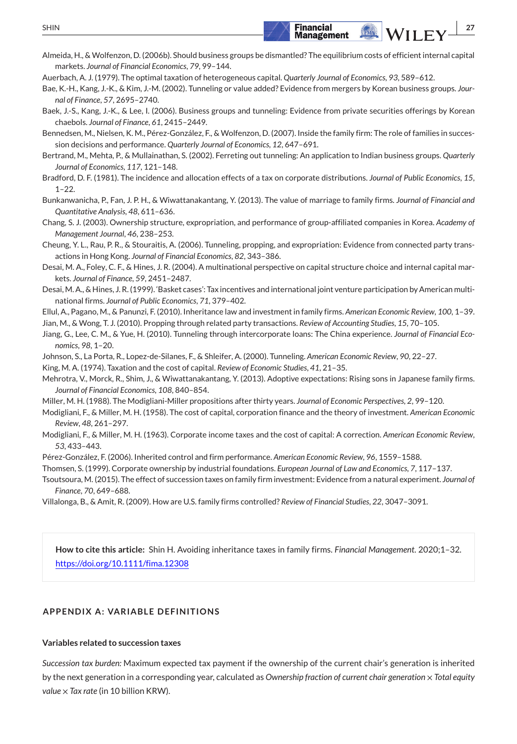Almeida, H., & Wolfenzon, D. (2006b). Should business groups be dismantled? The equilibrium costs of efficient internal capital markets. *Journal of Financial Economics*, *79*, 99–144.

Auerbach, A. J. (1979). The optimal taxation of heterogeneous capital. *Quarterly Journal of Economics*, *93*, 589–612.

Bae, K.-H., Kang, J.-K., & Kim, J.-M. (2002). Tunneling or value added? Evidence from mergers by Korean business groups. *Journal of Finance*, *57*, 2695–2740.

Baek, J.-S., Kang, J.-K., & Lee, I. (2006). Business groups and tunneling: Evidence from private securities offerings by Korean chaebols. *Journal of Finance*, *61*, 2415–2449.

Bennedsen, M., Nielsen, K. M., Pérez-González, F., & Wolfenzon, D. (2007). Inside the family firm: The role of families in succession decisions and performance. *Quarterly Journal of Economics*, *12*, 647–691.

Bertrand, M., Mehta, P., & Mullainathan, S. (2002). Ferreting out tunneling: An application to Indian business groups. *Quarterly Journal of Economics*, *117*, 121–148.

Bradford, D. F. (1981). The incidence and allocation effects of a tax on corporate distributions. *Journal of Public Economics*, *15*, 1–22.

Bunkanwanicha, P., Fan, J. P. H., & Wiwattanakantang, Y. (2013). The value of marriage to family firms. *Journal of Financial and Quantitative Analysis*, *48*, 611–636.

Chang, S. J. (2003). Ownership structure, expropriation, and performance of group-affiliated companies in Korea. *Academy of Management Journal*, *46*, 238–253.

Cheung, Y. L., Rau, P. R., & Stouraitis, A. (2006). Tunneling, propping, and expropriation: Evidence from connected party transactions in Hong Kong. *Journal of Financial Economics*, *82*, 343–386.

Desai, M. A., Foley, C. F., & Hines, J. R. (2004). A multinational perspective on capital structure choice and internal capital markets. *Journal of Finance*, *59*, 2451–2487.

Desai, M. A., & Hines, J. R. (1999). 'Basket cases': Tax incentives and international joint venture participation by American multinational firms. *Journal of Public Economics*, *71*, 379–402.

Ellul, A., Pagano, M., & Panunzi, F. (2010). Inheritance law and investment in family firms. *American Economic Review*, *100*, 1–39.

Jian, M., & Wong, T. J. (2010). Propping through related party transactions. *Review of Accounting Studies*, *15*, 70–105.

Jiang, G., Lee, C. M., & Yue, H. (2010). Tunneling through intercorporate loans: The China experience. *Journal of Financial Economics*, *98*, 1–20.

Johnson, S., La Porta, R., Lopez-de-Silanes, F., & Shleifer, A. (2000). Tunneling. *American Economic Review*, *90*, 22–27.

King, M. A. (1974). Taxation and the cost of capital. *Review of Economic Studies*, *41*, 21–35.

Mehrotra, V., Morck, R., Shim, J., & Wiwattanakantang, Y. (2013). Adoptive expectations: Rising sons in Japanese family firms. *Journal of Financial Economics*, *108*, 840–854.

Miller, M. H. (1988). The Modigliani-Miller propositions after thirty years. *Journal of Economic Perspectives*, *2*, 99–120.

Modigliani, F., & Miller, M. H. (1958). The cost of capital, corporation finance and the theory of investment. *American Economic Review*, *48*, 261–297.

Modigliani, F., & Miller, M. H. (1963). Corporate income taxes and the cost of capital: A correction. *American Economic Review*, *53*, 433–443.

Pérez-González, F. (2006). Inherited control and firm performance. *American Economic Review*, *96*, 1559–1588.

Thomsen, S. (1999). Corporate ownership by industrial foundations. *European Journal of Law and Economics*, *7*, 117–137.

Tsoutsoura, M. (2015). The effect of succession taxes on family firm investment: Evidence from a natural experiment. *Journal of Finance*, *70*, 649–688.

Villalonga, B., & Amit, R. (2009). How are U.S. family firms controlled? *Review of Financial Studies*, *22*, 3047–3091.

**How to cite this article:** Shin H. Avoiding inheritance taxes in family firms. *Financial Management*. 2020;1–32. https://doi.org/10.1111/fima.12308

## APPENDIX A: VARIABLE DEFINITIONS

### Variables related to succession taxes

*Succession tax burden:* Maximum expected tax payment if the ownership of the current chair's generation is inherited by the next generation in a corresponding year, calculated as *Ownership fraction of current chair generation* × *Total equity value* × *Tax rate* (in 10 billion KRW).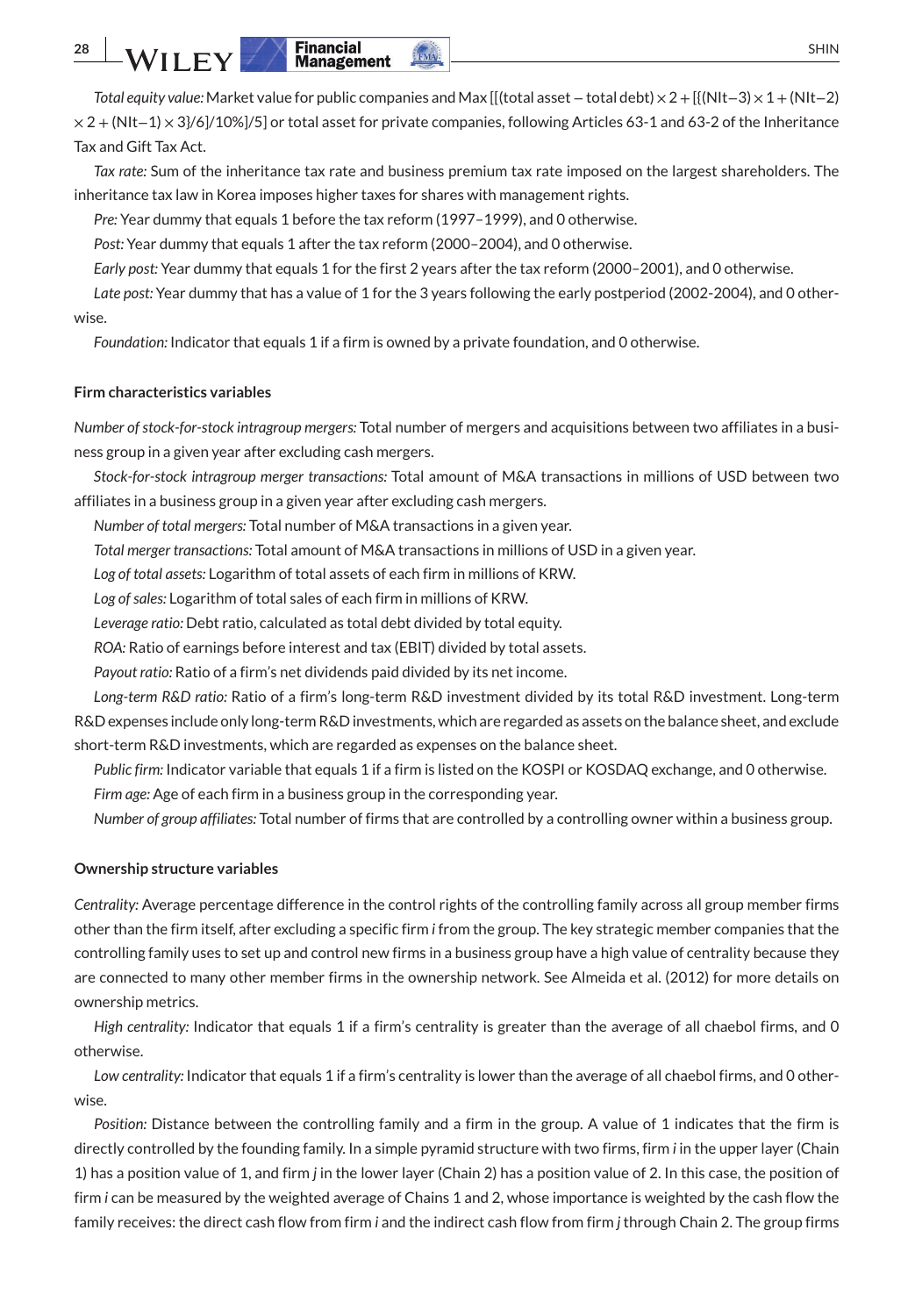*Total equity value:* Market value for public companies and Max [[(total asset − total debt) × 2 + [{(NIt−3) × 1 + (NIt−2) × 2 + (NIt−1) × 3}/6]/10%]/5] or total asset for private companies, following Articles 63-1 and 63-2 of the Inheritance Tax and Gift Tax Act.

*Tax rate:* Sum of the inheritance tax rate and business premium tax rate imposed on the largest shareholders. The inheritance tax law in Korea imposes higher taxes for shares with management rights.

*Pre:* Year dummy that equals 1 before the tax reform (1997–1999), and 0 otherwise.

*Post:* Year dummy that equals 1 after the tax reform (2000–2004), and 0 otherwise.

*Early post:* Year dummy that equals 1 for the first 2 years after the tax reform (2000–2001), and 0 otherwise.

*Late post:* Year dummy that has a value of 1 for the 3 years following the early postperiod (2002-2004), and 0 otherwise.

*Foundation:* Indicator that equals 1 if a firm is owned by a private foundation, and 0 otherwise.

**Firm characteristics variables**

*Number of stock-for-stock intragroup mergers:* Total number of mergers and acquisitions between two affiliates in a business group in a given year after excluding cash mergers.

*Stock-for-stock intragroup merger transactions:* Total amount of M&A transactions in millions of USD between two affiliates in a business group in a given year after excluding cash mergers.

*Number of total mergers:* Total number of M&A transactions in a given year.

*Total merger transactions:* Total amount of M&A transactions in millions of USD in a given year.

*Log of total assets:* Logarithm of total assets of each firm in millions of KRW.

*Log of sales:* Logarithm of total sales of each firm in millions of KRW.

*Leverage ratio:* Debt ratio, calculated as total debt divided by total equity.

*ROA:* Ratio of earnings before interest and tax (EBIT) divided by total assets.

*Payout ratio:* Ratio of a firm's net dividends paid divided by its net income.

*Long-term R&D ratio:* Ratio of a firm's long-term R&D investment divided by its total R&D investment. Long-term R&D expenses include only long-term R&D investments, which are regarded as assets on the balance sheet, and exclude short-term R&D investments, which are regarded as expenses on the balance sheet.

*Public firm:* Indicator variable that equals 1 if a firm is listed on the KOSPI or KOSDAQ exchange, and 0 otherwise.

*Firm age:* Age of each firm in a business group in the corresponding year.

*Number of group affiliates:* Total number of firms that are controlled by a controlling owner within a business group.

**Ownership structure variables**

*Centrality:* Average percentage difference in the control rights of the controlling family across all group member firms other than the firm itself, after excluding a specific firm *i* from the group. The key strategic member companies that the controlling family uses to set up and control new firms in a business group have a high value of centrality because they are connected to many other member firms in the ownership network. See Almeida et al. (2012) for more details on ownership metrics.

*High centrality:* Indicator that equals 1 if a firm's centrality is greater than the average of all chaebol firms, and 0 otherwise.

*Low centrality:* Indicator that equals 1 if a firm's centrality is lower than the average of all chaebol firms, and 0 otherwise.

*Position:* Distance between the controlling family and a firm in the group. A value of 1 indicates that the firm is directly controlled by the founding family. In a simple pyramid structure with two firms, firm *i* in the upper layer (Chain 1) has a position value of 1, and firm *j* in the lower layer (Chain 2) has a position value of 2. In this case, the position of firm *i* can be measured by the weighted average of Chains 1 and 2, whose importance is weighted by the cash flow the family receives: the direct cash flow from firm *i* and the indirect cash flow from firm *j* through Chain 2. The group firms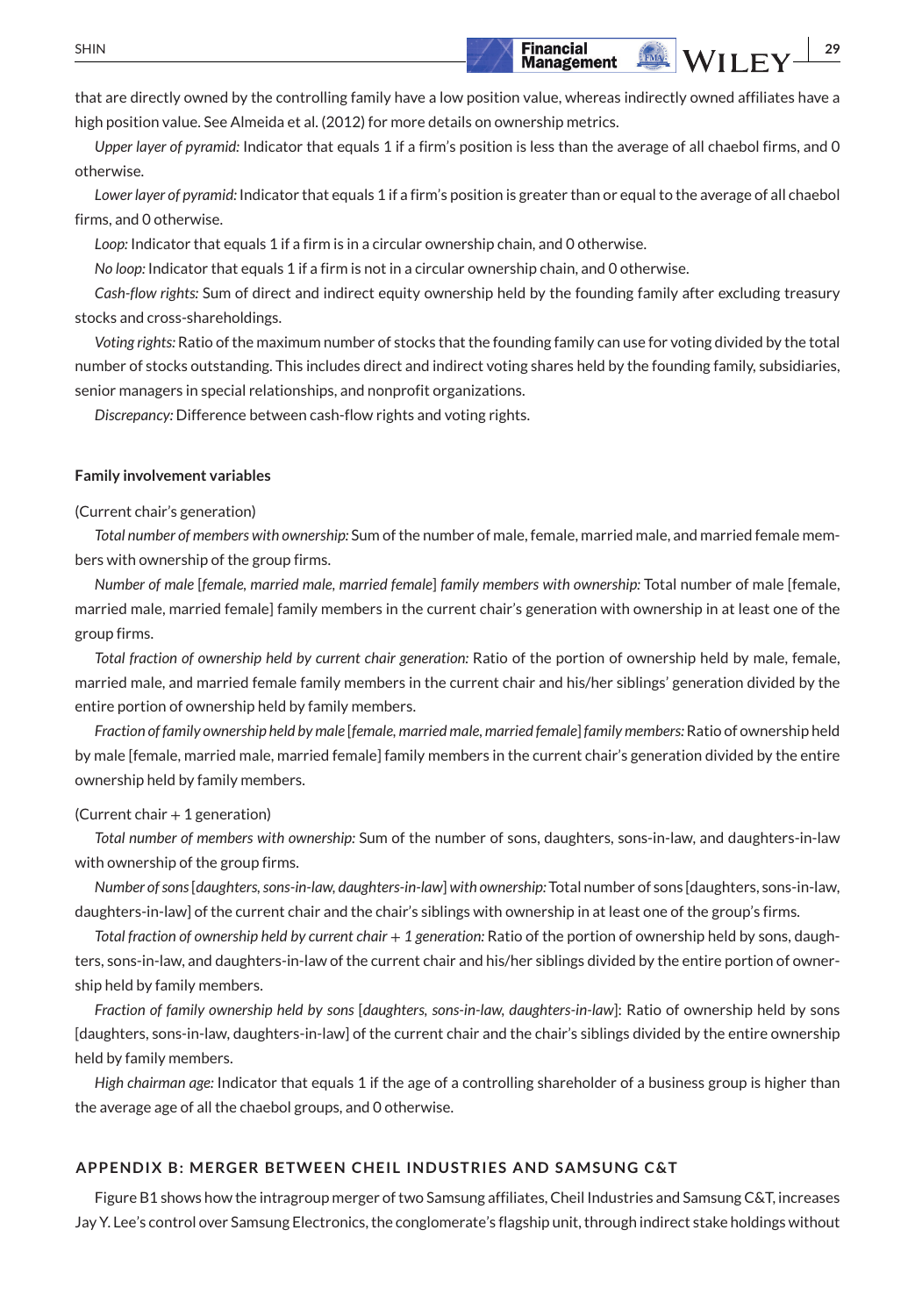that are directly owned by the controlling family have a low position value, whereas indirectly owned affiliates have a high position value. See Almeida et al. (2012) for more details on ownership metrics.

*Upper layer of pyramid:* Indicator that equals 1 if a firm's position is less than the average of all chaebol firms, and 0 otherwise.

*Lower layer of pyramid:* Indicator that equals 1 if a firm's position is greater than or equal to the average of all chaebol firms, and 0 otherwise.

*Loop:* Indicator that equals 1 if a firm is in a circular ownership chain, and 0 otherwise.

*No loop:* Indicator that equals 1 if a firm is not in a circular ownership chain, and 0 otherwise.

*Cash-flow rights:* Sum of direct and indirect equity ownership held by the founding family after excluding treasury stocks and cross-shareholdings.

*Voting rights:* Ratio of the maximum number of stocks that the founding family can use for voting divided by the total number of stocks outstanding. This includes direct and indirect voting shares held by the founding family, subsidiaries, senior managers in special relationships, and nonprofit organizations.

*Discrepancy:* Difference between cash-flow rights and voting rights.

**Family involvement variables**

(Current chair's generation)

*Total number of members with ownership:* Sum of the number of male, female, married male, and married female members with ownership of the group firms.

*Number of male* [*female, married male, married female*] *family members with ownership:* Total number of male [female, married male, married female] family members in the current chair's generation with ownership in at least one of the group firms.

*Total fraction of ownership held by current chair generation:* Ratio of the portion of ownership held by male, female, married male, and married female family members in the current chair and his/her siblings' generation divided by the entire portion of ownership held by family members.

*Fraction of family ownership held by male* [*female, married male, married female*] *family members:* Ratio of ownership held by male [female, married male, married female] family members in the current chair's generation divided by the entire ownership held by family members.

(Current chair + 1 generation)

*Total number of members with ownership:* Sum of the number of sons, daughters, sons-in-law, and daughters-in-law with ownership of the group firms.

*Number of sons* [*daughters, sons-in-law, daughters-in-law*] *with ownership:* Total number of sons [daughters, sons-in-law, daughters-in-law] of the current chair and the chair's siblings with ownership in at least one of the group's firms.

*Total fraction of ownership held by current chair + 1 generation:* Ratio of the portion of ownership held by sons, daughters, sons-in-law, and daughters-in-law of the current chair and his/her siblings divided by the entire portion of ownership held by family members.

*Fraction of family ownership held by sons* [*daughters, sons-in-law, daughters-in-law*]: Ratio of ownership held by sons [daughters, sons-in-law, daughters-in-law] of the current chair and the chair's siblings divided by the entire ownership held by family members.

*High chairman age:* Indicator that equals 1 if the age of a controlling shareholder of a business group is higher than the average age of all the chaebol groups, and 0 otherwise.

## APPENDIX B: MERGER BETWEEN CHEIL INDUSTRIES AND SAMSUNG C&T

Figure B1 shows how the intragroup merger of two Samsung affiliates, Cheil Industries and Samsung C&T, increases Jay Y. Lee's control over Samsung Electronics, the conglomerate's flagship unit, through indirect stake holdings without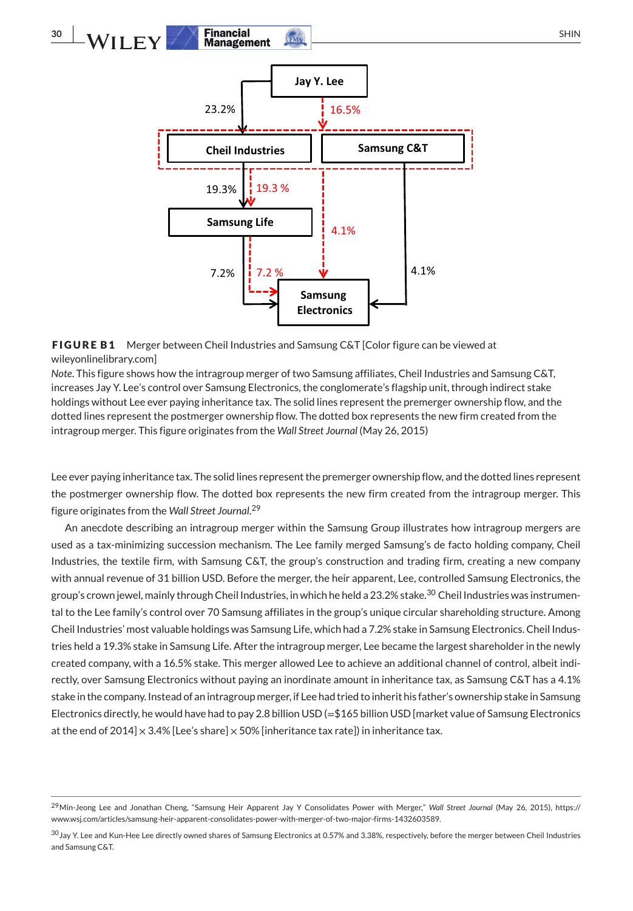**FIGURE B1** Merger between Cheil Industries and Samsung C&T [Color figure can be viewed at wileyonlinelibrary.com]

*Note*. This figure shows how the intragroup merger of two Samsung affiliates, Cheil Industries and Samsung C&T, increases Jay Y. Lee's control over Samsung Electronics, the conglomerate's flagship unit, through indirect stake holdings without Lee ever paying inheritance tax. The solid lines represent the premerger ownership flow, and the dotted lines represent the postmerger ownership flow. The dotted box represents the new firm created from the intragroup merger. This figure originates from the *Wall Street Journal* (May 26, 2015)

Lee ever paying inheritance tax. The solid lines represent the premerger ownership flow, and the dotted lines represent the postmerger ownership flow. The dotted box represents the new firm created from the intragroup merger. This figure originates from the *Wall Street Journal*.[29]

An anecdote describing an intragroup merger within the Samsung Group illustrates how intragroup mergers are used as a tax-minimizing succession mechanism. The Lee family merged Samsung's de facto holding company, Cheil Industries, the textile firm, with Samsung C&T, the group's construction and trading firm, creating a new company with annual revenue of 31 billion USD. Before the merger, the heir apparent, Lee, controlled Samsung Electronics, the group's crown jewel, mainly through Cheil Industries, in which he held a 23.2% stake.[30] Cheil Industries was instrumental to the Lee family's control over 70 Samsung affiliates in the group's unique circular shareholding structure. Among Cheil Industries' most valuable holdings was Samsung Life, which had a 7.2% stake in Samsung Electronics. Cheil Industries held a 19.3% stake in Samsung Life. After the intragroup merger, Lee became the largest shareholder in the newly created company, with a 16.5% stake. This merger allowed Lee to achieve an additional channel of control, albeit indirectly, over Samsung Electronics without paying an inordinate amount in inheritance tax, as Samsung C&T has a 4.1% stake in the company. Instead of an intragroup merger, if Lee had tried to inherit his father's ownership stake in Samsung Electronics directly, he would have had to pay 2.8 billion USD (=$165 billion USD [market value of Samsung Electronics at the end of 2014] × 3.4% [Lee's share] × 50% [inheritance tax rate]) in inheritance tax.

---

[29] Min-Jeong Lee and Jonathan Cheng, "Samsung Heir Apparent Jay Y Consolidates Power with Merger," *Wall Street Journal* (May 26, 2015), https://www.wsj.com/articles/samsung-heir-apparent-consolidates-power-with-merger-of-two-major-firms-1432603589.

[30] Jay Y. Lee and Kun-Hee Lee directly owned shares of Samsung Electronics at 0.57% and 3.38%, respectively, before the merger between Cheil Industries and Samsung C&T.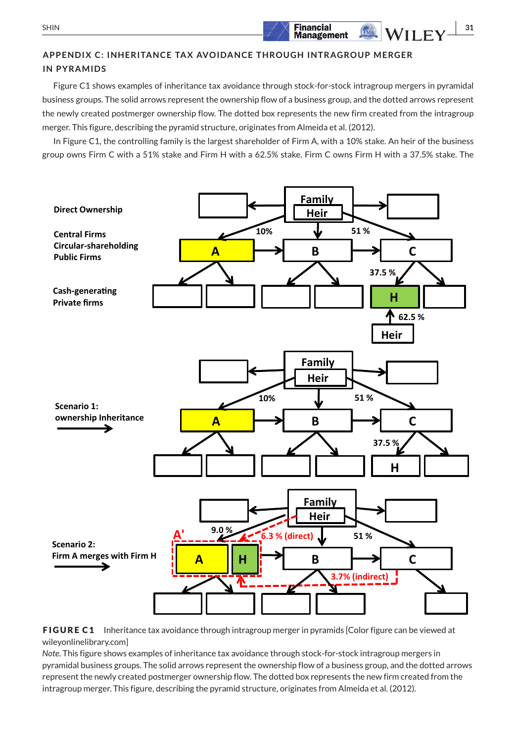## APPENDIX C: INHERITANCE TAX AVOIDANCE THROUGH INTRAGROUP MERGER IN PYRAMIDS

Figure C1 shows examples of inheritance tax avoidance through stock-for-stock intragroup mergers in pyramidal business groups. The solid arrows represent the ownership flow of a business group, and the dotted arrows represent the newly created postmerger ownership flow. The dotted box represents the new firm created from the intragroup merger. This figure, describing the pyramid structure, originates from Almeida et al. (2012).

In Figure C1, the controlling family is the largest shareholder of Firm A, with a 10% stake. An heir of the business group owns Firm C with a 51% stake and Firm H with a 62.5% stake. Firm C owns Firm H with a 37.5% stake. The

**FIGURE C1** Inheritance tax avoidance through intragroup merger in pyramids [Color figure can be viewed at wileyonlinelibrary.com]

*Note*. This figure shows examples of inheritance tax avoidance through stock-for-stock intragroup mergers in pyramidal business groups. The solid arrows represent the ownership flow of a business group, and the dotted arrows represent the newly created postmerger ownership flow. The dotted box represents the new firm created from the intragroup merger. This figure, describing the pyramid structure, originates from Almeida et al. (2012).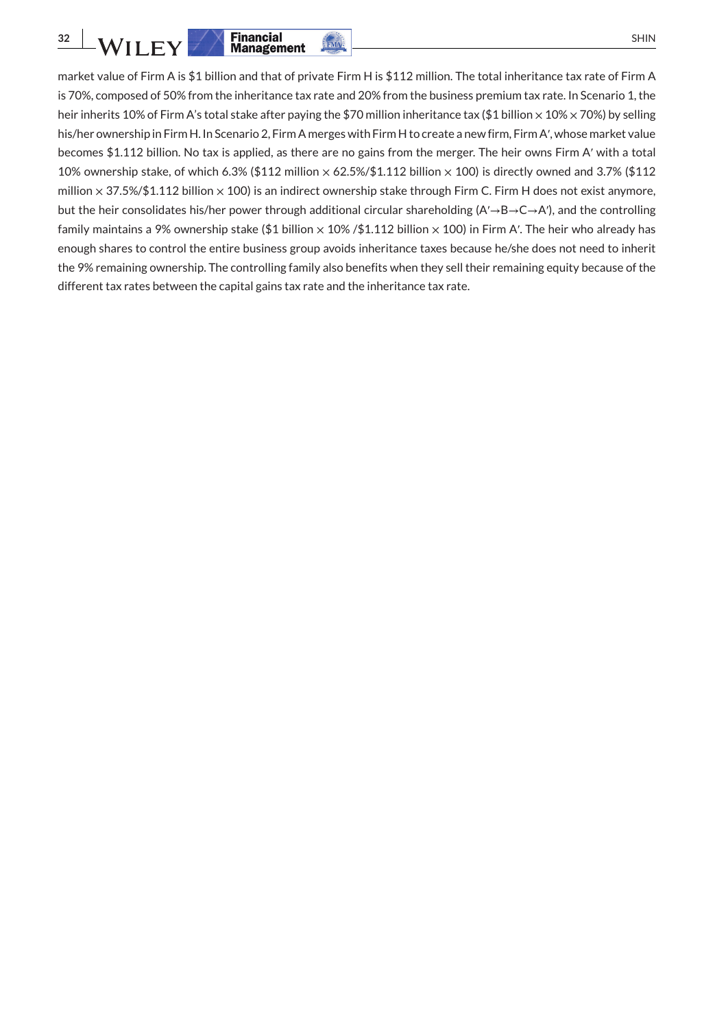market value of Firm A is $1 billion and that of private Firm H is $112 million. The total inheritance tax rate of Firm A is 70%, composed of 50% from the inheritance tax rate and 20% from the business premium tax rate. In Scenario 1, the heir inherits 10% of Firm A's total stake after paying the $70 million inheritance tax ($1 billion × 10% × 70%) by selling his/her ownership in Firm H. In Scenario 2, Firm A merges with Firm H to create a new firm, Firm A′, whose market value becomes $1.112 billion. No tax is applied, as there are no gains from the merger. The heir owns Firm A′ with a total 10% ownership stake, of which 6.3% ($112 million × 62.5%/$1.112 billion × 100) is directly owned and 3.7% ($112 million × 37.5%/$1.112 billion × 100) is an indirect ownership stake through Firm C. Firm H does not exist anymore, but the heir consolidates his/her power through additional circular shareholding (A′→B→C→A′), and the controlling family maintains a 9% ownership stake ($1 billion × 10% /$1.112 billion × 100) in Firm A′. The heir who already has enough shares to control the entire business group avoids inheritance taxes because he/she does not need to inherit the 9% remaining ownership. The controlling family also benefits when they sell their remaining equity because of the different tax rates between the capital gains tax rate and the inheritance tax rate.